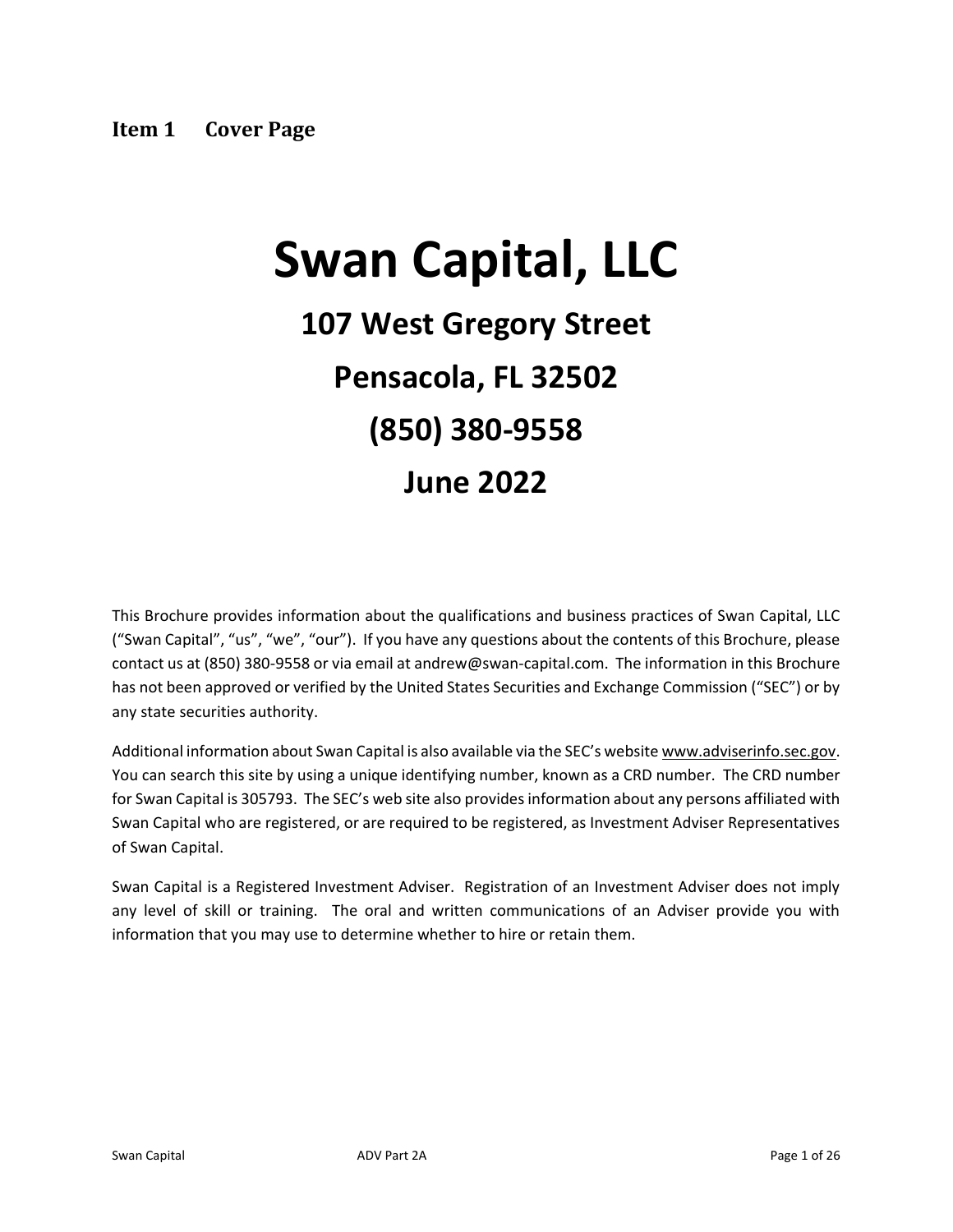## Item 1 Cover Page

# Swan Capital, LLC

## 107 West Gregory Street

## Pensacola, FL 32502

## (850) 380-9558

## June 2022

This Brochure provides information about the qualifications and business practices of Swan Capital, LLC ("Swan Capital", "us", "we", "our"). If you have any questions about the contents of this Brochure, please contact us at (850) 380-9558 or via email at andrew@swan-capital.com. The information in this Brochure has not been approved or verified by the United States Securities and Exchange Commission ("SEC") or by any state securities authority.

Additional information about Swan Capital is also available via the SEC's website www.adviserinfo.sec.gov. You can search this site by using a unique identifying number, known as a CRD number. The CRD number for Swan Capital is 305793. The SEC's web site also provides information about any persons affiliated with Swan Capital who are registered, or are required to be registered, as Investment Adviser Representatives of Swan Capital.

Swan Capital is a Registered Investment Adviser. Registration of an Investment Adviser does not imply any level of skill or training. The oral and written communications of an Adviser provide you with information that you may use to determine whether to hire or retain them.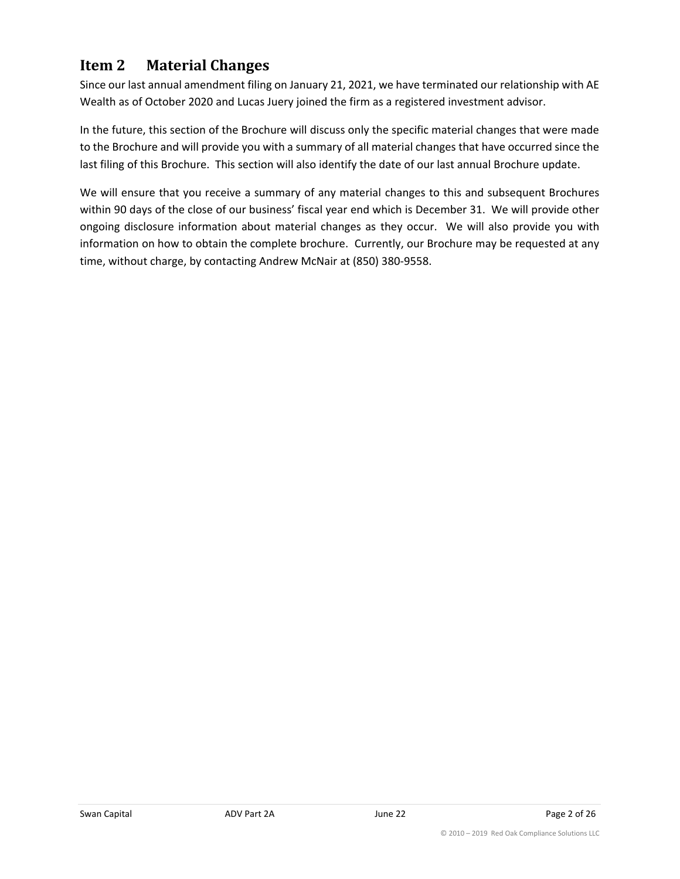## Item 2 Material Changes

Since our last annual amendment filing on January 21, 2021, we have terminated our relationship with AE Wealth as of October 2020 and Lucas Juery joined the firm as a registered investment advisor.

In the future, this section of the Brochure will discuss only the specific material changes that were made to the Brochure and will provide you with a summary of all material changes that have occurred since the last filing of this Brochure. This section will also identify the date of our last annual Brochure update.

We will ensure that you receive a summary of any material changes to this and subsequent Brochures within 90 days of the close of our business' fiscal year end which is December 31. We will provide other ongoing disclosure information about material changes as they occur. We will also provide you with information on how to obtain the complete brochure. Currently, our Brochure may be requested at any time, without charge, by contacting Andrew McNair at (850) 380-9558.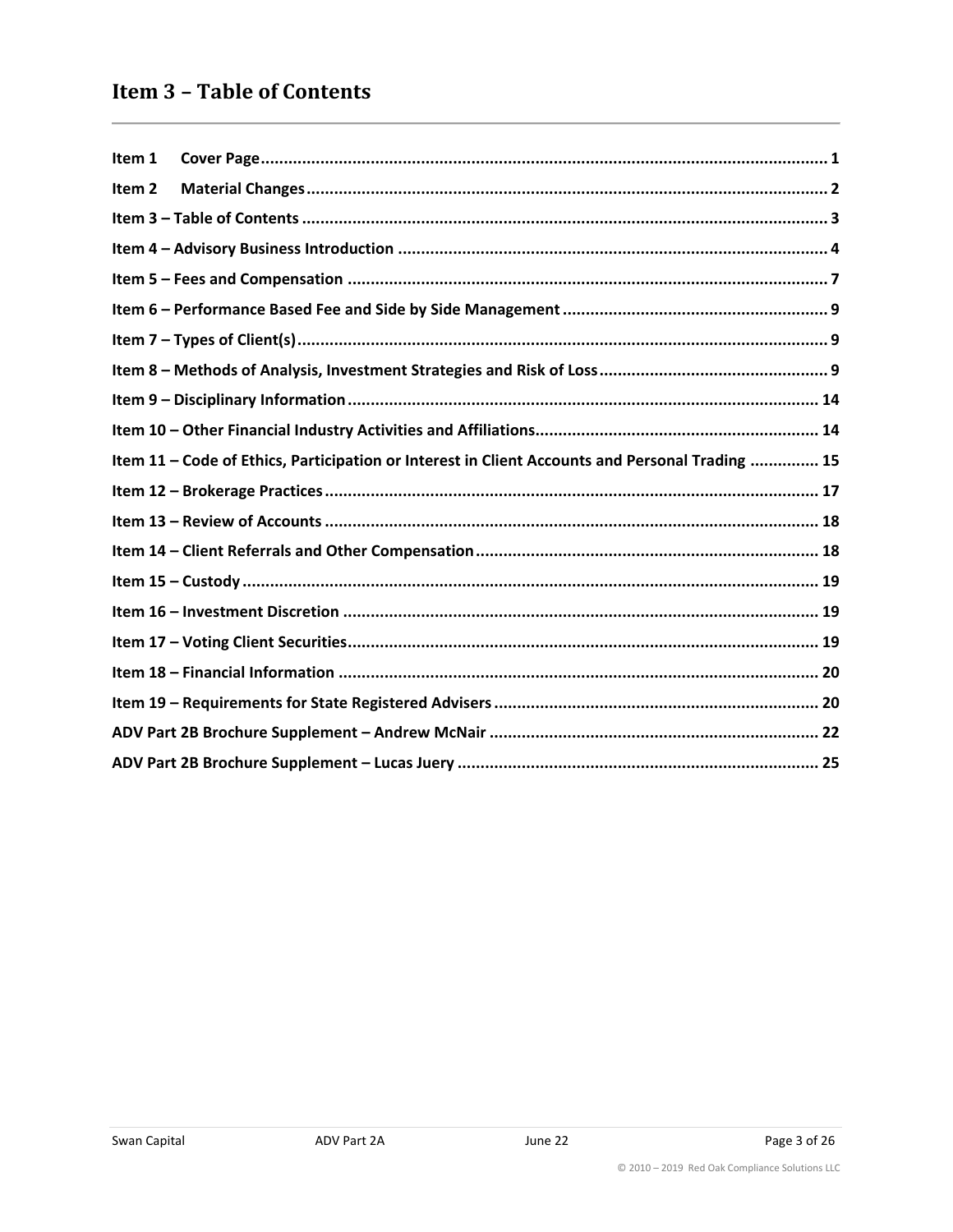# Item 3 – Table of Contents

| | |
|---|---|
| **Item 1 Cover Page** | **1** |
| **Item 2 Material Changes** | **2** |
| **Item 3 – Table of Contents** | **3** |
| **Item 4 – Advisory Business Introduction** | **4** |
| **Item 5 – Fees and Compensation** | **7** |
| **Item 6 – Performance Based Fee and Side by Side Management** | **9** |
| **Item 7 – Types of Client(s)** | **9** |
| **Item 8 – Methods of Analysis, Investment Strategies and Risk of Loss** | **9** |
| **Item 9 – Disciplinary Information** | **14** |
| **Item 10 – Other Financial Industry Activities and Affiliations** | **14** |
| **Item 11 – Code of Ethics, Participation or Interest in Client Accounts and Personal Trading** | **15** |
| **Item 12 – Brokerage Practices** | **17** |
| **Item 13 – Review of Accounts** | **18** |
| **Item 14 – Client Referrals and Other Compensation** | **18** |
| **Item 15 – Custody** | **19** |
| **Item 16 – Investment Discretion** | **19** |
| **Item 17 – Voting Client Securities** | **19** |
| **Item 18 – Financial Information** | **20** |
| **Item 19 – Requirements for State Registered Advisers** | **20** |
| **ADV Part 2B Brochure Supplement – Andrew McNair** | **22** |
| **ADV Part 2B Brochure Supplement – Lucas Juery** | **25** |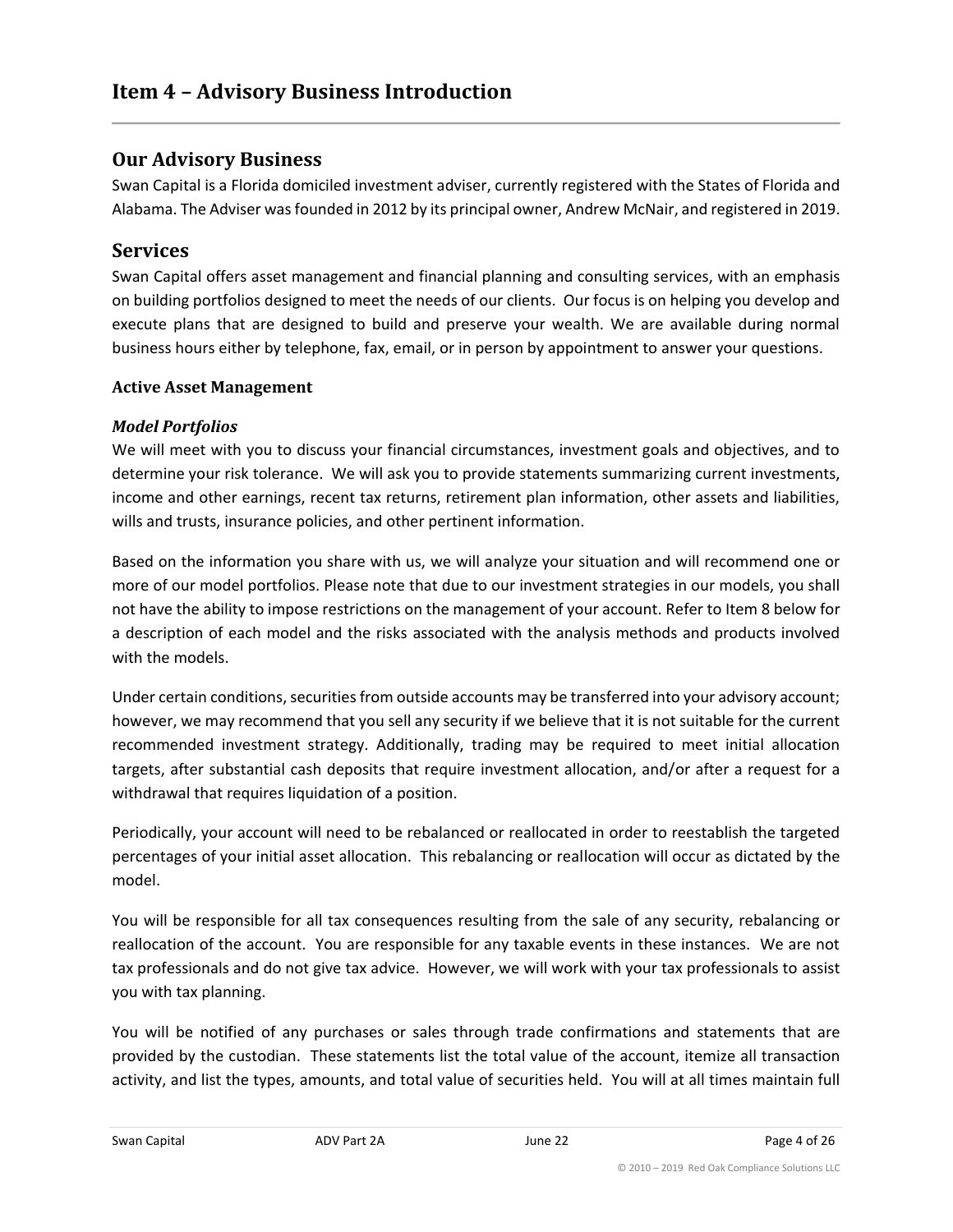# Item 4 – Advisory Business Introduction

## Our Advisory Business

Swan Capital is a Florida domiciled investment adviser, currently registered with the States of Florida and Alabama. The Adviser was founded in 2012 by its principal owner, Andrew McNair, and registered in 2019.

## Services

Swan Capital offers asset management and financial planning and consulting services, with an emphasis on building portfolios designed to meet the needs of our clients. Our focus is on helping you develop and execute plans that are designed to build and preserve your wealth. We are available during normal business hours either by telephone, fax, email, or in person by appointment to answer your questions.

**Active Asset Management**

***Model Portfolios***

We will meet with you to discuss your financial circumstances, investment goals and objectives, and to determine your risk tolerance. We will ask you to provide statements summarizing current investments, income and other earnings, recent tax returns, retirement plan information, other assets and liabilities, wills and trusts, insurance policies, and other pertinent information.

Based on the information you share with us, we will analyze your situation and will recommend one or more of our model portfolios. Please note that due to our investment strategies in our models, you shall not have the ability to impose restrictions on the management of your account. Refer to Item 8 below for a description of each model and the risks associated with the analysis methods and products involved with the models.

Under certain conditions, securities from outside accounts may be transferred into your advisory account; however, we may recommend that you sell any security if we believe that it is not suitable for the current recommended investment strategy. Additionally, trading may be required to meet initial allocation targets, after substantial cash deposits that require investment allocation, and/or after a request for a withdrawal that requires liquidation of a position.

Periodically, your account will need to be rebalanced or reallocated in order to reestablish the targeted percentages of your initial asset allocation. This rebalancing or reallocation will occur as dictated by the model.

You will be responsible for all tax consequences resulting from the sale of any security, rebalancing or reallocation of the account. You are responsible for any taxable events in these instances. We are not tax professionals and do not give tax advice. However, we will work with your tax professionals to assist you with tax planning.

You will be notified of any purchases or sales through trade confirmations and statements that are provided by the custodian. These statements list the total value of the account, itemize all transaction activity, and list the types, amounts, and total value of securities held. You will at all times maintain full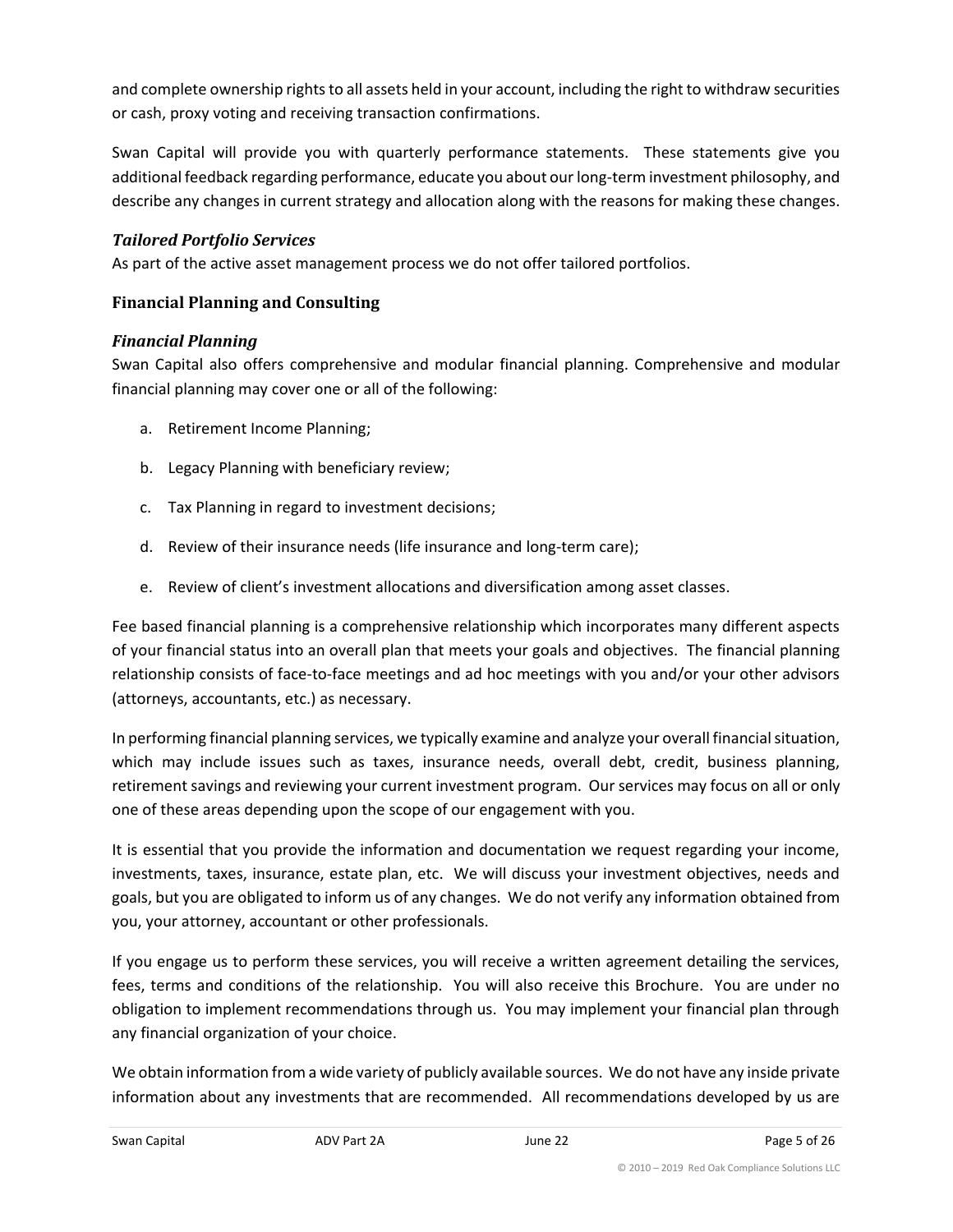and complete ownership rights to all assets held in your account, including the right to withdraw securities or cash, proxy voting and receiving transaction confirmations.

Swan Capital will provide you with quarterly performance statements. These statements give you additional feedback regarding performance, educate you about our long-term investment philosophy, and describe any changes in current strategy and allocation along with the reasons for making these changes.

### *Tailored Portfolio Services*

As part of the active asset management process we do not offer tailored portfolios.

### Financial Planning and Consulting

### *Financial Planning*

Swan Capital also offers comprehensive and modular financial planning. Comprehensive and modular financial planning may cover one or all of the following:

a. Retirement Income Planning;

b. Legacy Planning with beneficiary review;

c. Tax Planning in regard to investment decisions;

d. Review of their insurance needs (life insurance and long-term care);

e. Review of client's investment allocations and diversification among asset classes.

Fee based financial planning is a comprehensive relationship which incorporates many different aspects of your financial status into an overall plan that meets your goals and objectives. The financial planning relationship consists of face-to-face meetings and ad hoc meetings with you and/or your other advisors (attorneys, accountants, etc.) as necessary.

In performing financial planning services, we typically examine and analyze your overall financial situation, which may include issues such as taxes, insurance needs, overall debt, credit, business planning, retirement savings and reviewing your current investment program. Our services may focus on all or only one of these areas depending upon the scope of our engagement with you.

It is essential that you provide the information and documentation we request regarding your income, investments, taxes, insurance, estate plan, etc. We will discuss your investment objectives, needs and goals, but you are obligated to inform us of any changes. We do not verify any information obtained from you, your attorney, accountant or other professionals.

If you engage us to perform these services, you will receive a written agreement detailing the services, fees, terms and conditions of the relationship. You will also receive this Brochure. You are under no obligation to implement recommendations through us. You may implement your financial plan through any financial organization of your choice.

We obtain information from a wide variety of publicly available sources. We do not have any inside private information about any investments that are recommended. All recommendations developed by us are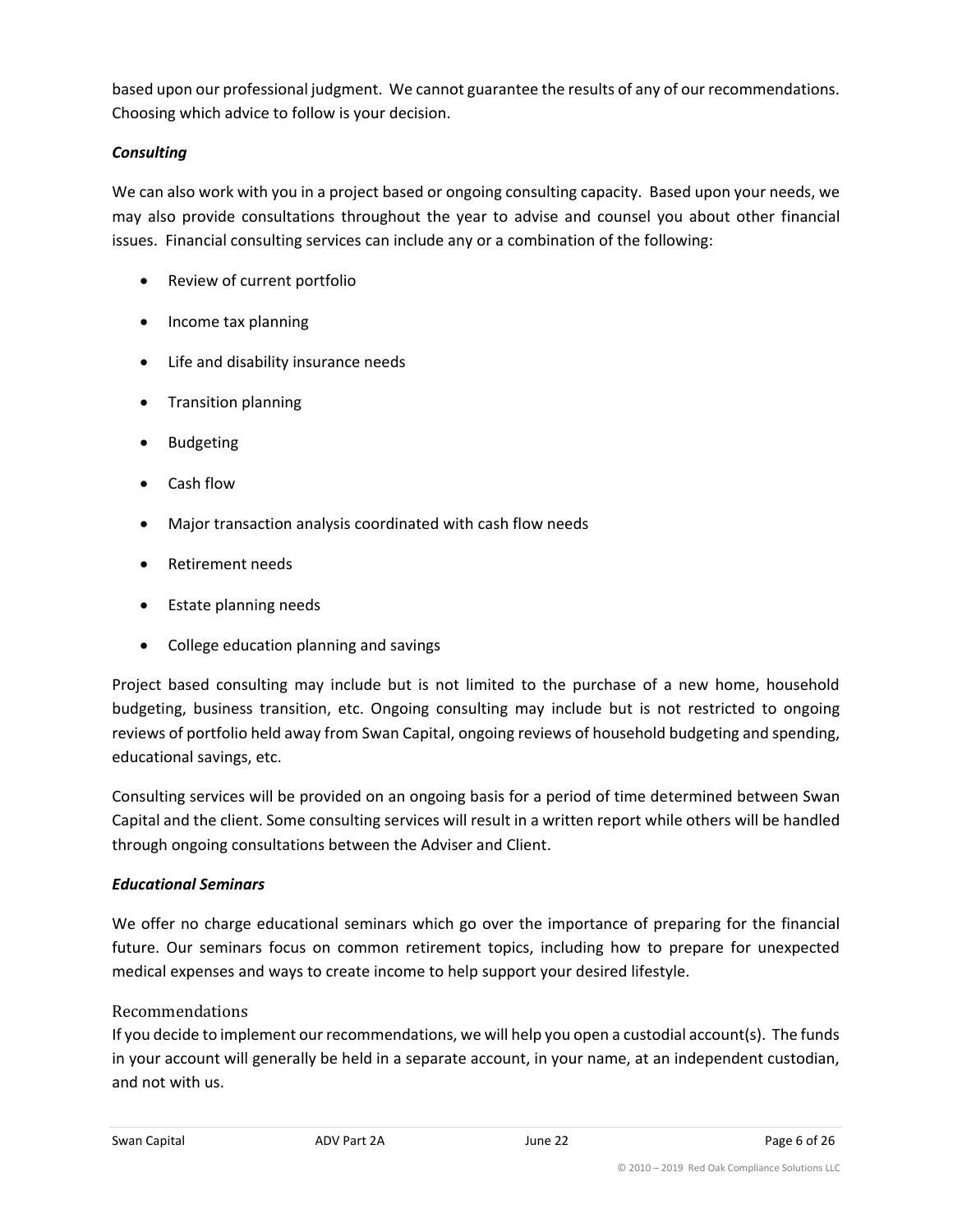based upon our professional judgment. We cannot guarantee the results of any of our recommendations. Choosing which advice to follow is your decision.

***Consulting***

We can also work with you in a project based or ongoing consulting capacity. Based upon your needs, we may also provide consultations throughout the year to advise and counsel you about other financial issues. Financial consulting services can include any or a combination of the following:

- Review of current portfolio
- Income tax planning
- Life and disability insurance needs
- Transition planning
- Budgeting
- Cash flow
- Major transaction analysis coordinated with cash flow needs
- Retirement needs
- Estate planning needs
- College education planning and savings

Project based consulting may include but is not limited to the purchase of a new home, household budgeting, business transition, etc. Ongoing consulting may include but is not restricted to ongoing reviews of portfolio held away from Swan Capital, ongoing reviews of household budgeting and spending, educational savings, etc.

Consulting services will be provided on an ongoing basis for a period of time determined between Swan Capital and the client. Some consulting services will result in a written report while others will be handled through ongoing consultations between the Adviser and Client.

***Educational Seminars***

We offer no charge educational seminars which go over the importance of preparing for the financial future. Our seminars focus on common retirement topics, including how to prepare for unexpected medical expenses and ways to create income to help support your desired lifestyle.

### Recommendations

If you decide to implement our recommendations, we will help you open a custodial account(s). The funds in your account will generally be held in a separate account, in your name, at an independent custodian, and not with us.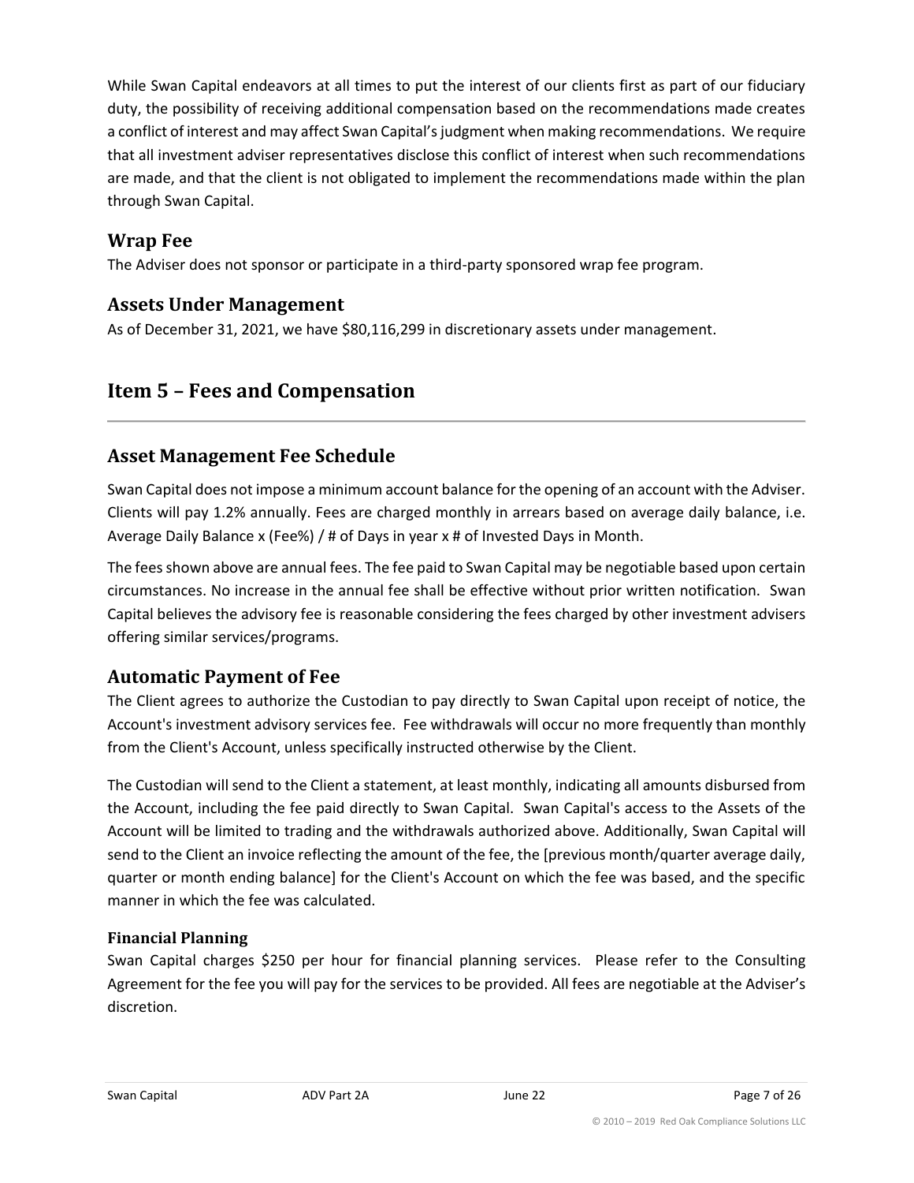While Swan Capital endeavors at all times to put the interest of our clients first as part of our fiduciary duty, the possibility of receiving additional compensation based on the recommendations made creates a conflict of interest and may affect Swan Capital's judgment when making recommendations. We require that all investment adviser representatives disclose this conflict of interest when such recommendations are made, and that the client is not obligated to implement the recommendations made within the plan through Swan Capital.

## Wrap Fee

The Adviser does not sponsor or participate in a third-party sponsored wrap fee program.

## Assets Under Management

As of December 31, 2021, we have $80,116,299 in discretionary assets under management.

# Item 5 – Fees and Compensation

## Asset Management Fee Schedule

Swan Capital does not impose a minimum account balance for the opening of an account with the Adviser. Clients will pay 1.2% annually. Fees are charged monthly in arrears based on average daily balance, i.e. Average Daily Balance x (Fee%) / # of Days in year x # of Invested Days in Month.

The fees shown above are annual fees. The fee paid to Swan Capital may be negotiable based upon certain circumstances. No increase in the annual fee shall be effective without prior written notification. Swan Capital believes the advisory fee is reasonable considering the fees charged by other investment advisers offering similar services/programs.

## Automatic Payment of Fee

The Client agrees to authorize the Custodian to pay directly to Swan Capital upon receipt of notice, the Account's investment advisory services fee. Fee withdrawals will occur no more frequently than monthly from the Client's Account, unless specifically instructed otherwise by the Client.

The Custodian will send to the Client a statement, at least monthly, indicating all amounts disbursed from the Account, including the fee paid directly to Swan Capital. Swan Capital's access to the Assets of the Account will be limited to trading and the withdrawals authorized above. Additionally, Swan Capital will send to the Client an invoice reflecting the amount of the fee, the [previous month/quarter average daily, quarter or month ending balance] for the Client's Account on which the fee was based, and the specific manner in which the fee was calculated.

### Financial Planning

Swan Capital charges $250 per hour for financial planning services. Please refer to the Consulting Agreement for the fee you will pay for the services to be provided. All fees are negotiable at the Adviser's discretion.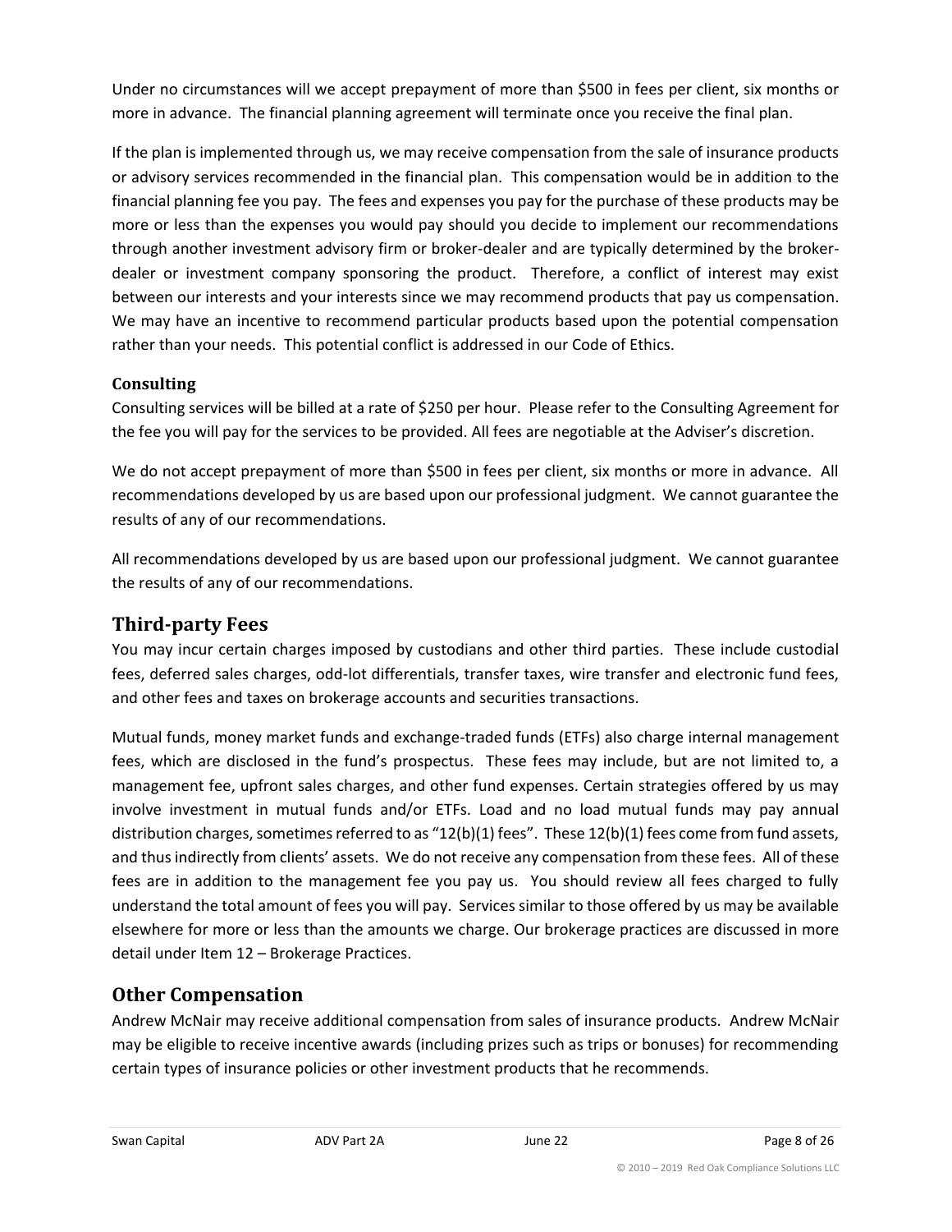Under no circumstances will we accept prepayment of more than $500 in fees per client, six months or more in advance. The financial planning agreement will terminate once you receive the final plan.

If the plan is implemented through us, we may receive compensation from the sale of insurance products or advisory services recommended in the financial plan. This compensation would be in addition to the financial planning fee you pay. The fees and expenses you pay for the purchase of these products may be more or less than the expenses you would pay should you decide to implement our recommendations through another investment advisory firm or broker-dealer and are typically determined by the broker-dealer or investment company sponsoring the product. Therefore, a conflict of interest may exist between our interests and your interests since we may recommend products that pay us compensation. We may have an incentive to recommend particular products based upon the potential compensation rather than your needs. This potential conflict is addressed in our Code of Ethics.

### Consulting

Consulting services will be billed at a rate of $250 per hour. Please refer to the Consulting Agreement for the fee you will pay for the services to be provided. All fees are negotiable at the Adviser's discretion.

We do not accept prepayment of more than $500 in fees per client, six months or more in advance. All recommendations developed by us are based upon our professional judgment. We cannot guarantee the results of any of our recommendations.

All recommendations developed by us are based upon our professional judgment. We cannot guarantee the results of any of our recommendations.

## Third-party Fees

You may incur certain charges imposed by custodians and other third parties. These include custodial fees, deferred sales charges, odd-lot differentials, transfer taxes, wire transfer and electronic fund fees, and other fees and taxes on brokerage accounts and securities transactions.

Mutual funds, money market funds and exchange-traded funds (ETFs) also charge internal management fees, which are disclosed in the fund's prospectus. These fees may include, but are not limited to, a management fee, upfront sales charges, and other fund expenses. Certain strategies offered by us may involve investment in mutual funds and/or ETFs. Load and no load mutual funds may pay annual distribution charges, sometimes referred to as "12(b)(1) fees". These 12(b)(1) fees come from fund assets, and thus indirectly from clients' assets. We do not receive any compensation from these fees. All of these fees are in addition to the management fee you pay us. You should review all fees charged to fully understand the total amount of fees you will pay. Services similar to those offered by us may be available elsewhere for more or less than the amounts we charge. Our brokerage practices are discussed in more detail under Item 12 – Brokerage Practices.

## Other Compensation

Andrew McNair may receive additional compensation from sales of insurance products. Andrew McNair may be eligible to receive incentive awards (including prizes such as trips or bonuses) for recommending certain types of insurance policies or other investment products that he recommends.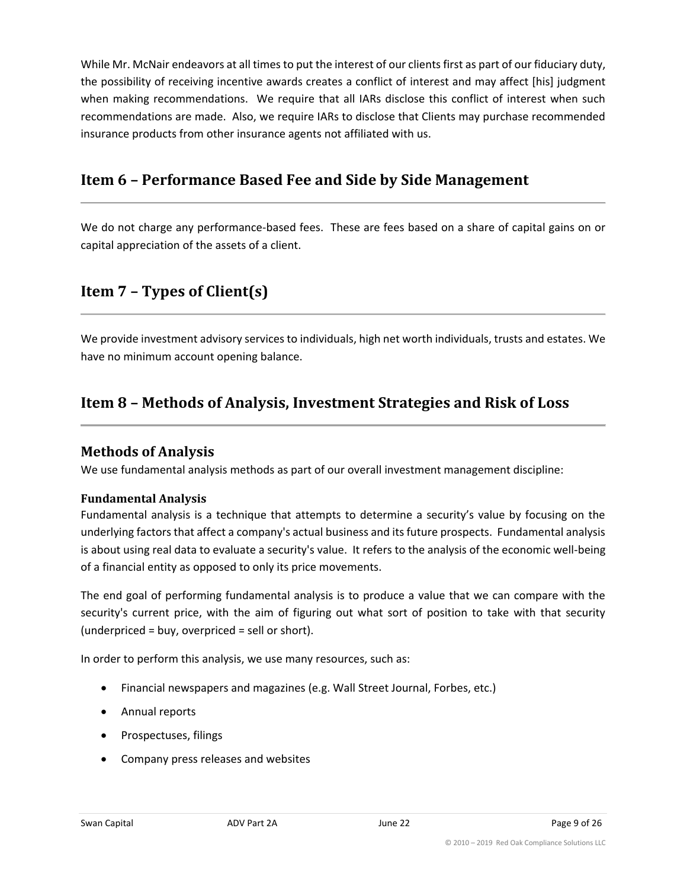While Mr. McNair endeavors at all times to put the interest of our clients first as part of our fiduciary duty, the possibility of receiving incentive awards creates a conflict of interest and may affect [his] judgment when making recommendations. We require that all IARs disclose this conflict of interest when such recommendations are made. Also, we require IARs to disclose that Clients may purchase recommended insurance products from other insurance agents not affiliated with us.

## Item 6 – Performance Based Fee and Side by Side Management

We do not charge any performance-based fees. These are fees based on a share of capital gains on or capital appreciation of the assets of a client.

## Item 7 – Types of Client(s)

We provide investment advisory services to individuals, high net worth individuals, trusts and estates. We have no minimum account opening balance.

## Item 8 – Methods of Analysis, Investment Strategies and Risk of Loss

### Methods of Analysis

We use fundamental analysis methods as part of our overall investment management discipline:

#### Fundamental Analysis

Fundamental analysis is a technique that attempts to determine a security's value by focusing on the underlying factors that affect a company's actual business and its future prospects. Fundamental analysis is about using real data to evaluate a security's value. It refers to the analysis of the economic well-being of a financial entity as opposed to only its price movements.

The end goal of performing fundamental analysis is to produce a value that we can compare with the security's current price, with the aim of figuring out what sort of position to take with that security (underpriced = buy, overpriced = sell or short).

In order to perform this analysis, we use many resources, such as:

- Financial newspapers and magazines (e.g. Wall Street Journal, Forbes, etc.)
- Annual reports
- Prospectuses, filings
- Company press releases and websites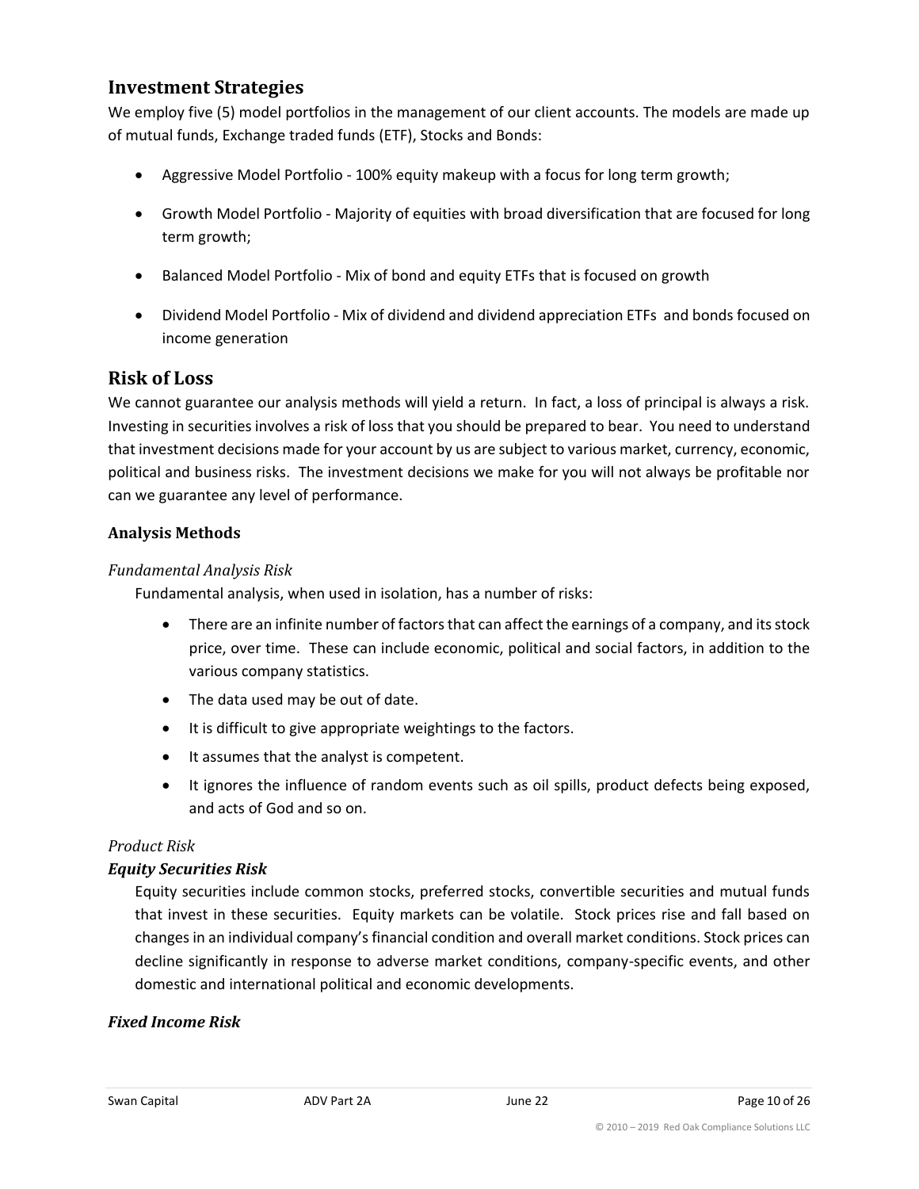## Investment Strategies

We employ five (5) model portfolios in the management of our client accounts. The models are made up of mutual funds, Exchange traded funds (ETF), Stocks and Bonds:

- Aggressive Model Portfolio - 100% equity makeup with a focus for long term growth;
- Growth Model Portfolio - Majority of equities with broad diversification that are focused for long term growth;
- Balanced Model Portfolio - Mix of bond and equity ETFs that is focused on growth
- Dividend Model Portfolio - Mix of dividend and dividend appreciation ETFs and bonds focused on income generation

## Risk of Loss

We cannot guarantee our analysis methods will yield a return. In fact, a loss of principal is always a risk. Investing in securities involves a risk of loss that you should be prepared to bear. You need to understand that investment decisions made for your account by us are subject to various market, currency, economic, political and business risks. The investment decisions we make for you will not always be profitable nor can we guarantee any level of performance.

### Analysis Methods

*Fundamental Analysis Risk*

Fundamental analysis, when used in isolation, has a number of risks:

- There are an infinite number of factors that can affect the earnings of a company, and its stock price, over time. These can include economic, political and social factors, in addition to the various company statistics.
- The data used may be out of date.
- It is difficult to give appropriate weightings to the factors.
- It assumes that the analyst is competent.
- It ignores the influence of random events such as oil spills, product defects being exposed, and acts of God and so on.

*Product Risk*

***Equity Securities Risk***

Equity securities include common stocks, preferred stocks, convertible securities and mutual funds that invest in these securities. Equity markets can be volatile. Stock prices rise and fall based on changes in an individual company's financial condition and overall market conditions. Stock prices can decline significantly in response to adverse market conditions, company-specific events, and other domestic and international political and economic developments.

***Fixed Income Risk***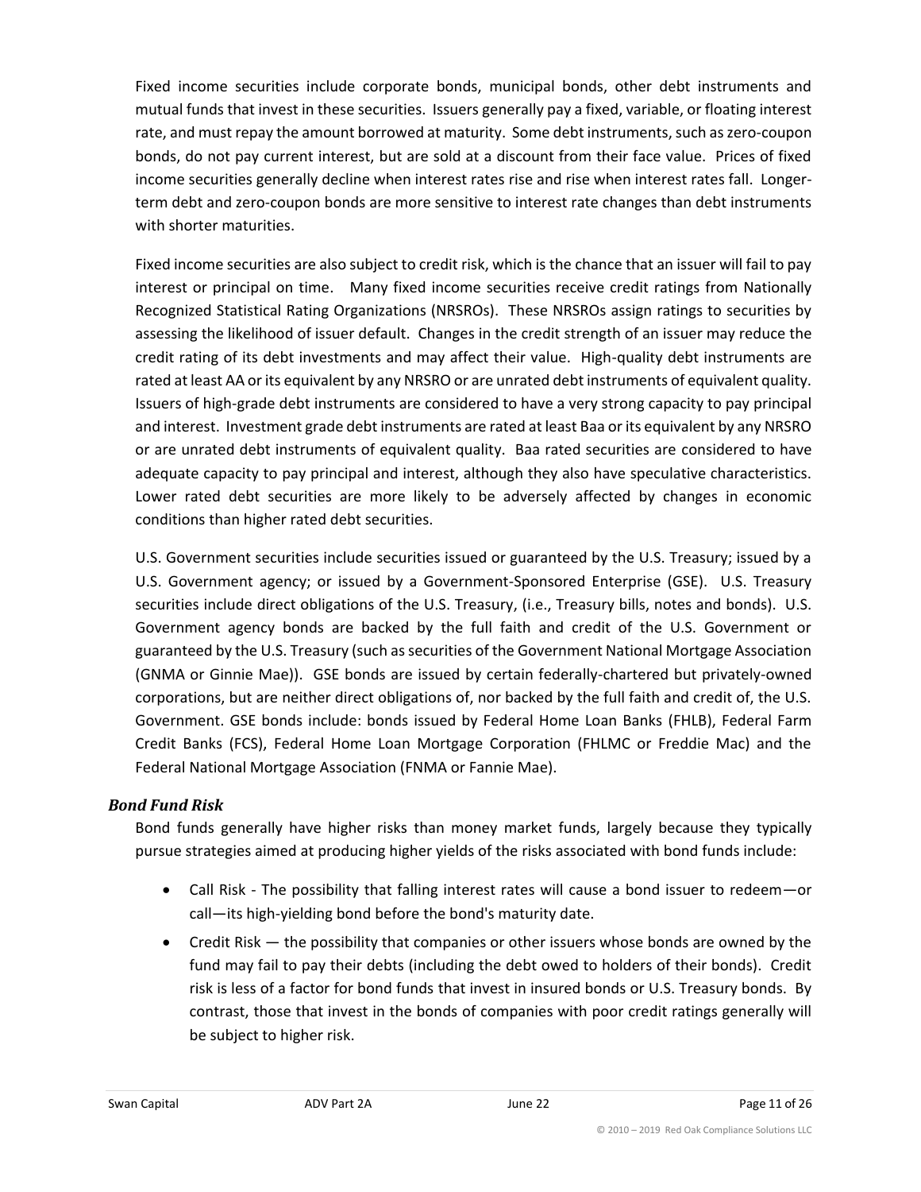Fixed income securities include corporate bonds, municipal bonds, other debt instruments and mutual funds that invest in these securities. Issuers generally pay a fixed, variable, or floating interest rate, and must repay the amount borrowed at maturity. Some debt instruments, such as zero-coupon bonds, do not pay current interest, but are sold at a discount from their face value. Prices of fixed income securities generally decline when interest rates rise and rise when interest rates fall. Longer-term debt and zero-coupon bonds are more sensitive to interest rate changes than debt instruments with shorter maturities.

Fixed income securities are also subject to credit risk, which is the chance that an issuer will fail to pay interest or principal on time. Many fixed income securities receive credit ratings from Nationally Recognized Statistical Rating Organizations (NRSROs). These NRSROs assign ratings to securities by assessing the likelihood of issuer default. Changes in the credit strength of an issuer may reduce the credit rating of its debt investments and may affect their value. High-quality debt instruments are rated at least AA or its equivalent by any NRSRO or are unrated debt instruments of equivalent quality. Issuers of high-grade debt instruments are considered to have a very strong capacity to pay principal and interest. Investment grade debt instruments are rated at least Baa or its equivalent by any NRSRO or are unrated debt instruments of equivalent quality. Baa rated securities are considered to have adequate capacity to pay principal and interest, although they also have speculative characteristics. Lower rated debt securities are more likely to be adversely affected by changes in economic conditions than higher rated debt securities.

U.S. Government securities include securities issued or guaranteed by the U.S. Treasury; issued by a U.S. Government agency; or issued by a Government-Sponsored Enterprise (GSE). U.S. Treasury securities include direct obligations of the U.S. Treasury, (i.e., Treasury bills, notes and bonds). U.S. Government agency bonds are backed by the full faith and credit of the U.S. Government or guaranteed by the U.S. Treasury (such as securities of the Government National Mortgage Association (GNMA or Ginnie Mae)). GSE bonds are issued by certain federally-chartered but privately-owned corporations, but are neither direct obligations of, nor backed by the full faith and credit of, the U.S. Government. GSE bonds include: bonds issued by Federal Home Loan Banks (FHLB), Federal Farm Credit Banks (FCS), Federal Home Loan Mortgage Corporation (FHLMC or Freddie Mac) and the Federal National Mortgage Association (FNMA or Fannie Mae).

### *Bond Fund Risk*

Bond funds generally have higher risks than money market funds, largely because they typically pursue strategies aimed at producing higher yields of the risks associated with bond funds include:

- Call Risk - The possibility that falling interest rates will cause a bond issuer to redeem—or call—its high-yielding bond before the bond's maturity date.
- Credit Risk — the possibility that companies or other issuers whose bonds are owned by the fund may fail to pay their debts (including the debt owed to holders of their bonds). Credit risk is less of a factor for bond funds that invest in insured bonds or U.S. Treasury bonds. By contrast, those that invest in the bonds of companies with poor credit ratings generally will be subject to higher risk.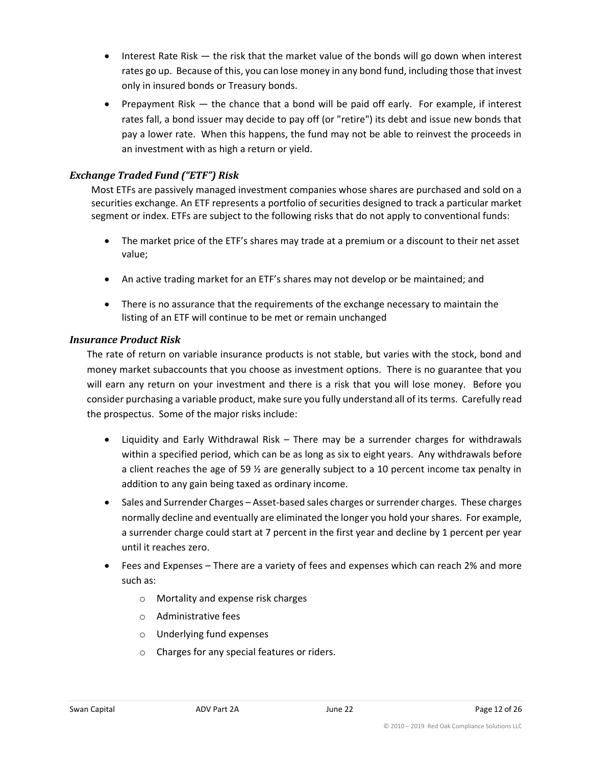- Interest Rate Risk — the risk that the market value of the bonds will go down when interest rates go up. Because of this, you can lose money in any bond fund, including those that invest only in insured bonds or Treasury bonds.
- Prepayment Risk — the chance that a bond will be paid off early. For example, if interest rates fall, a bond issuer may decide to pay off (or "retire") its debt and issue new bonds that pay a lower rate. When this happens, the fund may not be able to reinvest the proceeds in an investment with as high a return or yield.

### *Exchange Traded Fund ("ETF") Risk*

Most ETFs are passively managed investment companies whose shares are purchased and sold on a securities exchange. An ETF represents a portfolio of securities designed to track a particular market segment or index. ETFs are subject to the following risks that do not apply to conventional funds:

- The market price of the ETF's shares may trade at a premium or a discount to their net asset value;
- An active trading market for an ETF's shares may not develop or be maintained; and
- There is no assurance that the requirements of the exchange necessary to maintain the listing of an ETF will continue to be met or remain unchanged

### *Insurance Product Risk*

The rate of return on variable insurance products is not stable, but varies with the stock, bond and money market subaccounts that you choose as investment options. There is no guarantee that you will earn any return on your investment and there is a risk that you will lose money. Before you consider purchasing a variable product, make sure you fully understand all of its terms. Carefully read the prospectus. Some of the major risks include:

- Liquidity and Early Withdrawal Risk – There may be a surrender charges for withdrawals within a specified period, which can be as long as six to eight years. Any withdrawals before a client reaches the age of 59 ½ are generally subject to a 10 percent income tax penalty in addition to any gain being taxed as ordinary income.
- Sales and Surrender Charges – Asset-based sales charges or surrender charges. These charges normally decline and eventually are eliminated the longer you hold your shares. For example, a surrender charge could start at 7 percent in the first year and decline by 1 percent per year until it reaches zero.
- Fees and Expenses – There are a variety of fees and expenses which can reach 2% and more such as:
  - Mortality and expense risk charges
  - Administrative fees
  - Underlying fund expenses
  - Charges for any special features or riders.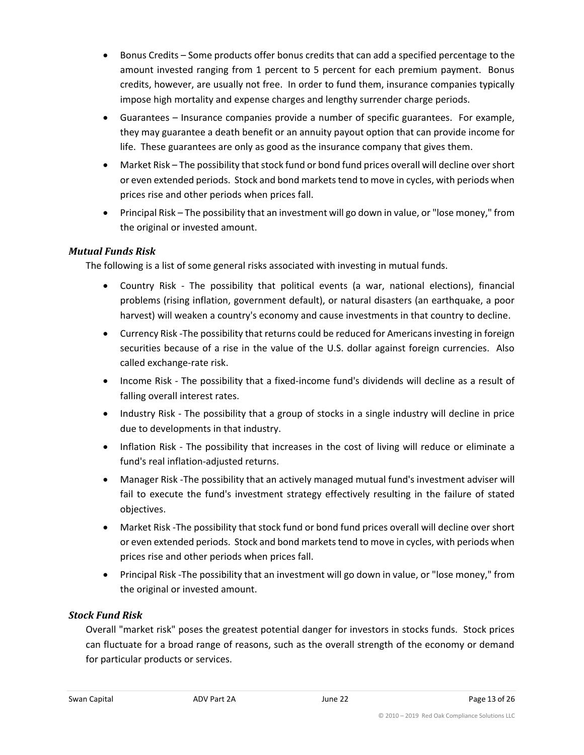- Bonus Credits – Some products offer bonus credits that can add a specified percentage to the amount invested ranging from 1 percent to 5 percent for each premium payment. Bonus credits, however, are usually not free. In order to fund them, insurance companies typically impose high mortality and expense charges and lengthy surrender charge periods.
- Guarantees – Insurance companies provide a number of specific guarantees. For example, they may guarantee a death benefit or an annuity payout option that can provide income for life. These guarantees are only as good as the insurance company that gives them.
- Market Risk – The possibility that stock fund or bond fund prices overall will decline over short or even extended periods. Stock and bond markets tend to move in cycles, with periods when prices rise and other periods when prices fall.
- Principal Risk – The possibility that an investment will go down in value, or "lose money," from the original or invested amount.

### *Mutual Funds Risk*

The following is a list of some general risks associated with investing in mutual funds.

- Country Risk - The possibility that political events (a war, national elections), financial problems (rising inflation, government default), or natural disasters (an earthquake, a poor harvest) will weaken a country's economy and cause investments in that country to decline.
- Currency Risk -The possibility that returns could be reduced for Americans investing in foreign securities because of a rise in the value of the U.S. dollar against foreign currencies. Also called exchange-rate risk.
- Income Risk - The possibility that a fixed-income fund's dividends will decline as a result of falling overall interest rates.
- Industry Risk - The possibility that a group of stocks in a single industry will decline in price due to developments in that industry.
- Inflation Risk - The possibility that increases in the cost of living will reduce or eliminate a fund's real inflation-adjusted returns.
- Manager Risk -The possibility that an actively managed mutual fund's investment adviser will fail to execute the fund's investment strategy effectively resulting in the failure of stated objectives.
- Market Risk -The possibility that stock fund or bond fund prices overall will decline over short or even extended periods. Stock and bond markets tend to move in cycles, with periods when prices rise and other periods when prices fall.
- Principal Risk -The possibility that an investment will go down in value, or "lose money," from the original or invested amount.

### *Stock Fund Risk*

Overall "market risk" poses the greatest potential danger for investors in stocks funds. Stock prices can fluctuate for a broad range of reasons, such as the overall strength of the economy or demand for particular products or services.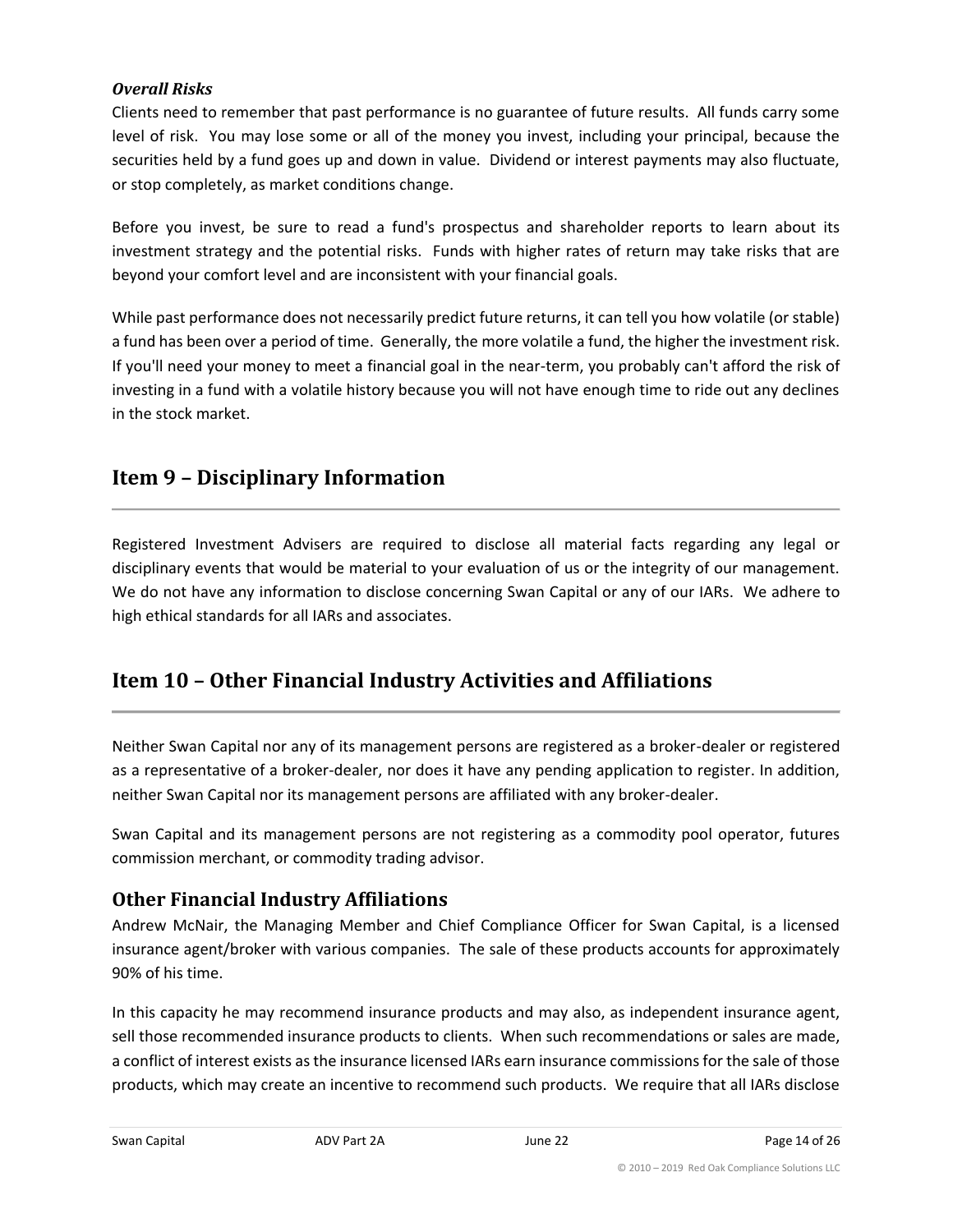***Overall Risks***

Clients need to remember that past performance is no guarantee of future results. All funds carry some level of risk. You may lose some or all of the money you invest, including your principal, because the securities held by a fund goes up and down in value. Dividend or interest payments may also fluctuate, or stop completely, as market conditions change.

Before you invest, be sure to read a fund's prospectus and shareholder reports to learn about its investment strategy and the potential risks. Funds with higher rates of return may take risks that are beyond your comfort level and are inconsistent with your financial goals.

While past performance does not necessarily predict future returns, it can tell you how volatile (or stable) a fund has been over a period of time. Generally, the more volatile a fund, the higher the investment risk. If you'll need your money to meet a financial goal in the near-term, you probably can't afford the risk of investing in a fund with a volatile history because you will not have enough time to ride out any declines in the stock market.

## Item 9 – Disciplinary Information

Registered Investment Advisers are required to disclose all material facts regarding any legal or disciplinary events that would be material to your evaluation of us or the integrity of our management. We do not have any information to disclose concerning Swan Capital or any of our IARs. We adhere to high ethical standards for all IARs and associates.

## Item 10 – Other Financial Industry Activities and Affiliations

Neither Swan Capital nor any of its management persons are registered as a broker-dealer or registered as a representative of a broker-dealer, nor does it have any pending application to register. In addition, neither Swan Capital nor its management persons are affiliated with any broker-dealer.

Swan Capital and its management persons are not registering as a commodity pool operator, futures commission merchant, or commodity trading advisor.

### Other Financial Industry Affiliations

Andrew McNair, the Managing Member and Chief Compliance Officer for Swan Capital, is a licensed insurance agent/broker with various companies. The sale of these products accounts for approximately 90% of his time.

In this capacity he may recommend insurance products and may also, as independent insurance agent, sell those recommended insurance products to clients. When such recommendations or sales are made, a conflict of interest exists as the insurance licensed IARs earn insurance commissions for the sale of those products, which may create an incentive to recommend such products. We require that all IARs disclose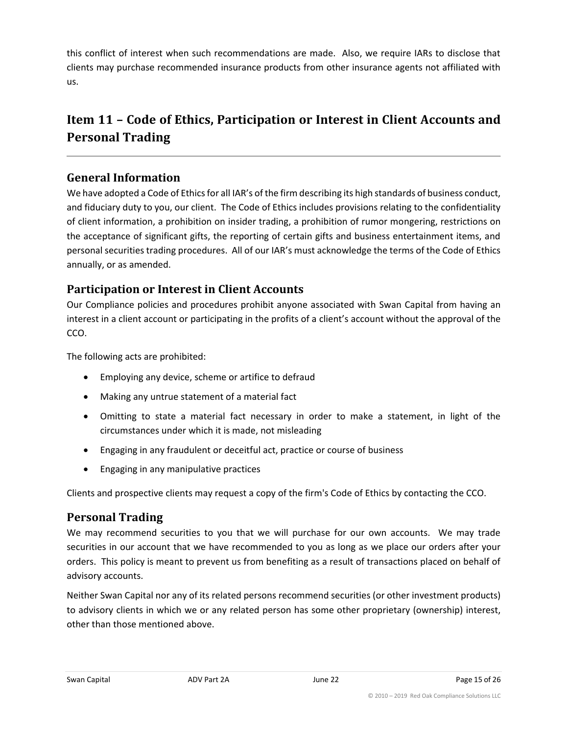this conflict of interest when such recommendations are made. Also, we require IARs to disclose that clients may purchase recommended insurance products from other insurance agents not affiliated with us.

# Item 11 – Code of Ethics, Participation or Interest in Client Accounts and Personal Trading

## General Information

We have adopted a Code of Ethics for all IAR's of the firm describing its high standards of business conduct, and fiduciary duty to you, our client. The Code of Ethics includes provisions relating to the confidentiality of client information, a prohibition on insider trading, a prohibition of rumor mongering, restrictions on the acceptance of significant gifts, the reporting of certain gifts and business entertainment items, and personal securities trading procedures. All of our IAR's must acknowledge the terms of the Code of Ethics annually, or as amended.

## Participation or Interest in Client Accounts

Our Compliance policies and procedures prohibit anyone associated with Swan Capital from having an interest in a client account or participating in the profits of a client's account without the approval of the CCO.

The following acts are prohibited:

- Employing any device, scheme or artifice to defraud
- Making any untrue statement of a material fact
- Omitting to state a material fact necessary in order to make a statement, in light of the circumstances under which it is made, not misleading
- Engaging in any fraudulent or deceitful act, practice or course of business
- Engaging in any manipulative practices

Clients and prospective clients may request a copy of the firm's Code of Ethics by contacting the CCO.

## Personal Trading

We may recommend securities to you that we will purchase for our own accounts. We may trade securities in our account that we have recommended to you as long as we place our orders after your orders. This policy is meant to prevent us from benefiting as a result of transactions placed on behalf of advisory accounts.

Neither Swan Capital nor any of its related persons recommend securities (or other investment products) to advisory clients in which we or any related person has some other proprietary (ownership) interest, other than those mentioned above.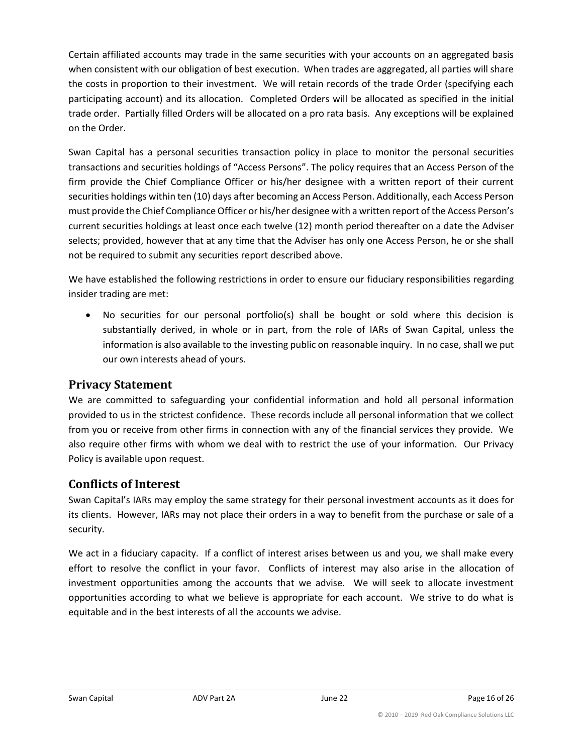Certain affiliated accounts may trade in the same securities with your accounts on an aggregated basis when consistent with our obligation of best execution. When trades are aggregated, all parties will share the costs in proportion to their investment. We will retain records of the trade Order (specifying each participating account) and its allocation. Completed Orders will be allocated as specified in the initial trade order. Partially filled Orders will be allocated on a pro rata basis. Any exceptions will be explained on the Order.

Swan Capital has a personal securities transaction policy in place to monitor the personal securities transactions and securities holdings of "Access Persons". The policy requires that an Access Person of the firm provide the Chief Compliance Officer or his/her designee with a written report of their current securities holdings within ten (10) days after becoming an Access Person. Additionally, each Access Person must provide the Chief Compliance Officer or his/her designee with a written report of the Access Person's current securities holdings at least once each twelve (12) month period thereafter on a date the Adviser selects; provided, however that at any time that the Adviser has only one Access Person, he or she shall not be required to submit any securities report described above.

We have established the following restrictions in order to ensure our fiduciary responsibilities regarding insider trading are met:

- No securities for our personal portfolio(s) shall be bought or sold where this decision is substantially derived, in whole or in part, from the role of IARs of Swan Capital, unless the information is also available to the investing public on reasonable inquiry. In no case, shall we put our own interests ahead of yours.

## Privacy Statement

We are committed to safeguarding your confidential information and hold all personal information provided to us in the strictest confidence. These records include all personal information that we collect from you or receive from other firms in connection with any of the financial services they provide. We also require other firms with whom we deal with to restrict the use of your information. Our Privacy Policy is available upon request.

## Conflicts of Interest

Swan Capital's IARs may employ the same strategy for their personal investment accounts as it does for its clients. However, IARs may not place their orders in a way to benefit from the purchase or sale of a security.

We act in a fiduciary capacity. If a conflict of interest arises between us and you, we shall make every effort to resolve the conflict in your favor. Conflicts of interest may also arise in the allocation of investment opportunities among the accounts that we advise. We will seek to allocate investment opportunities according to what we believe is appropriate for each account. We strive to do what is equitable and in the best interests of all the accounts we advise.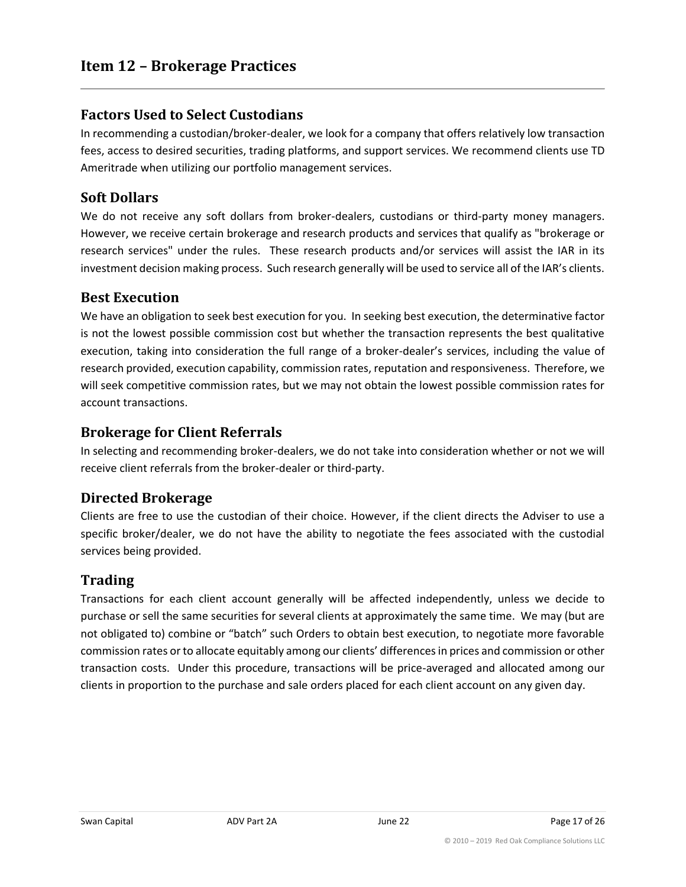# Item 12 – Brokerage Practices

## Factors Used to Select Custodians

In recommending a custodian/broker-dealer, we look for a company that offers relatively low transaction fees, access to desired securities, trading platforms, and support services. We recommend clients use TD Ameritrade when utilizing our portfolio management services.

## Soft Dollars

We do not receive any soft dollars from broker-dealers, custodians or third-party money managers. However, we receive certain brokerage and research products and services that qualify as "brokerage or research services" under the rules. These research products and/or services will assist the IAR in its investment decision making process. Such research generally will be used to service all of the IAR's clients.

## Best Execution

We have an obligation to seek best execution for you. In seeking best execution, the determinative factor is not the lowest possible commission cost but whether the transaction represents the best qualitative execution, taking into consideration the full range of a broker-dealer's services, including the value of research provided, execution capability, commission rates, reputation and responsiveness. Therefore, we will seek competitive commission rates, but we may not obtain the lowest possible commission rates for account transactions.

## Brokerage for Client Referrals

In selecting and recommending broker-dealers, we do not take into consideration whether or not we will receive client referrals from the broker-dealer or third-party.

## Directed Brokerage

Clients are free to use the custodian of their choice. However, if the client directs the Adviser to use a specific broker/dealer, we do not have the ability to negotiate the fees associated with the custodial services being provided.

## Trading

Transactions for each client account generally will be affected independently, unless we decide to purchase or sell the same securities for several clients at approximately the same time. We may (but are not obligated to) combine or "batch" such Orders to obtain best execution, to negotiate more favorable commission rates or to allocate equitably among our clients' differences in prices and commission or other transaction costs. Under this procedure, transactions will be price-averaged and allocated among our clients in proportion to the purchase and sale orders placed for each client account on any given day.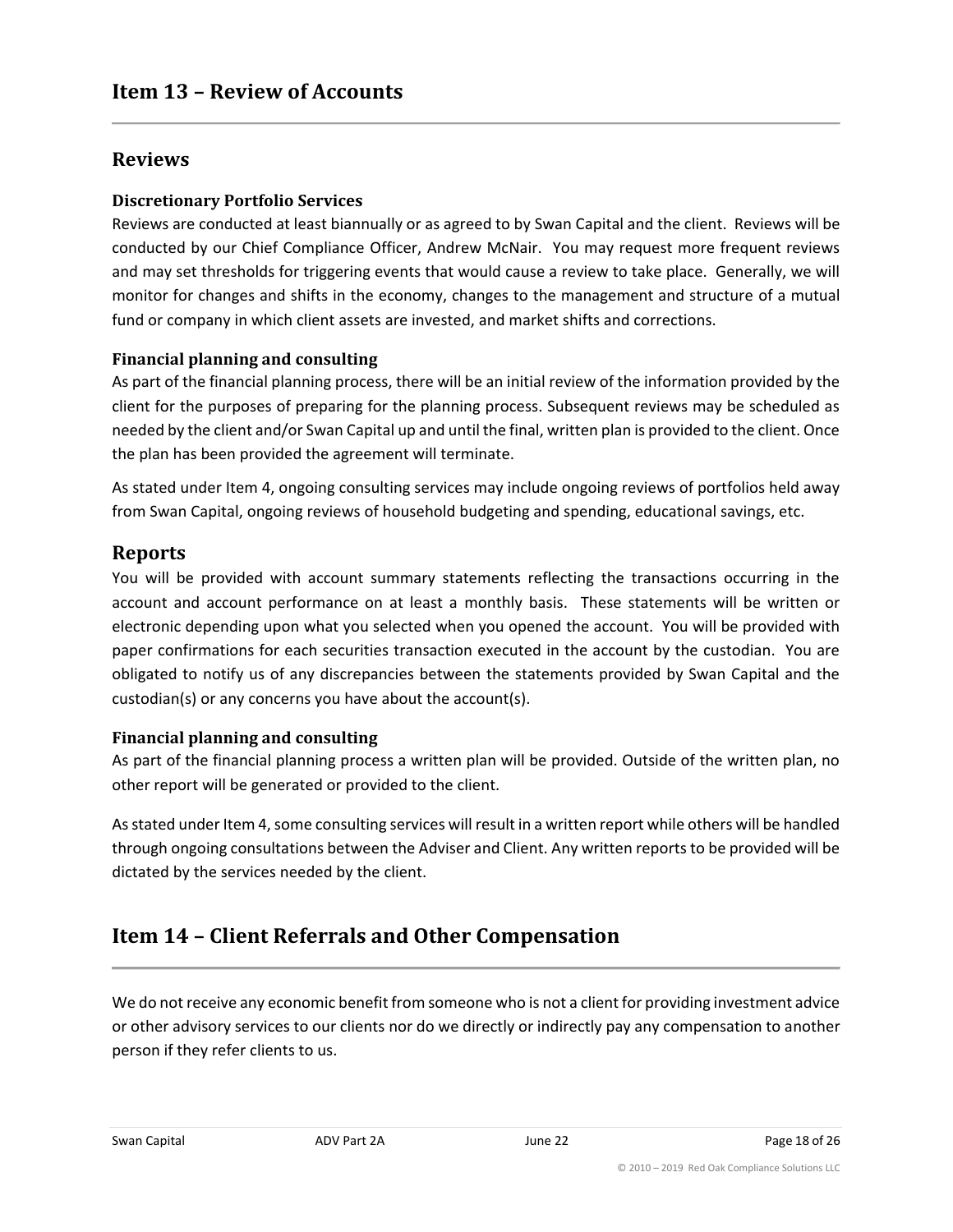## Item 13 – Review of Accounts

### Reviews

#### Discretionary Portfolio Services

Reviews are conducted at least biannually or as agreed to by Swan Capital and the client. Reviews will be conducted by our Chief Compliance Officer, Andrew McNair. You may request more frequent reviews and may set thresholds for triggering events that would cause a review to take place. Generally, we will monitor for changes and shifts in the economy, changes to the management and structure of a mutual fund or company in which client assets are invested, and market shifts and corrections.

#### Financial planning and consulting

As part of the financial planning process, there will be an initial review of the information provided by the client for the purposes of preparing for the planning process. Subsequent reviews may be scheduled as needed by the client and/or Swan Capital up and until the final, written plan is provided to the client. Once the plan has been provided the agreement will terminate.

As stated under Item 4, ongoing consulting services may include ongoing reviews of portfolios held away from Swan Capital, ongoing reviews of household budgeting and spending, educational savings, etc.

### Reports

You will be provided with account summary statements reflecting the transactions occurring in the account and account performance on at least a monthly basis. These statements will be written or electronic depending upon what you selected when you opened the account. You will be provided with paper confirmations for each securities transaction executed in the account by the custodian. You are obligated to notify us of any discrepancies between the statements provided by Swan Capital and the custodian(s) or any concerns you have about the account(s).

#### Financial planning and consulting

As part of the financial planning process a written plan will be provided. Outside of the written plan, no other report will be generated or provided to the client.

As stated under Item 4, some consulting services will result in a written report while others will be handled through ongoing consultations between the Adviser and Client. Any written reports to be provided will be dictated by the services needed by the client.

## Item 14 – Client Referrals and Other Compensation

We do not receive any economic benefit from someone who is not a client for providing investment advice or other advisory services to our clients nor do we directly or indirectly pay any compensation to another person if they refer clients to us.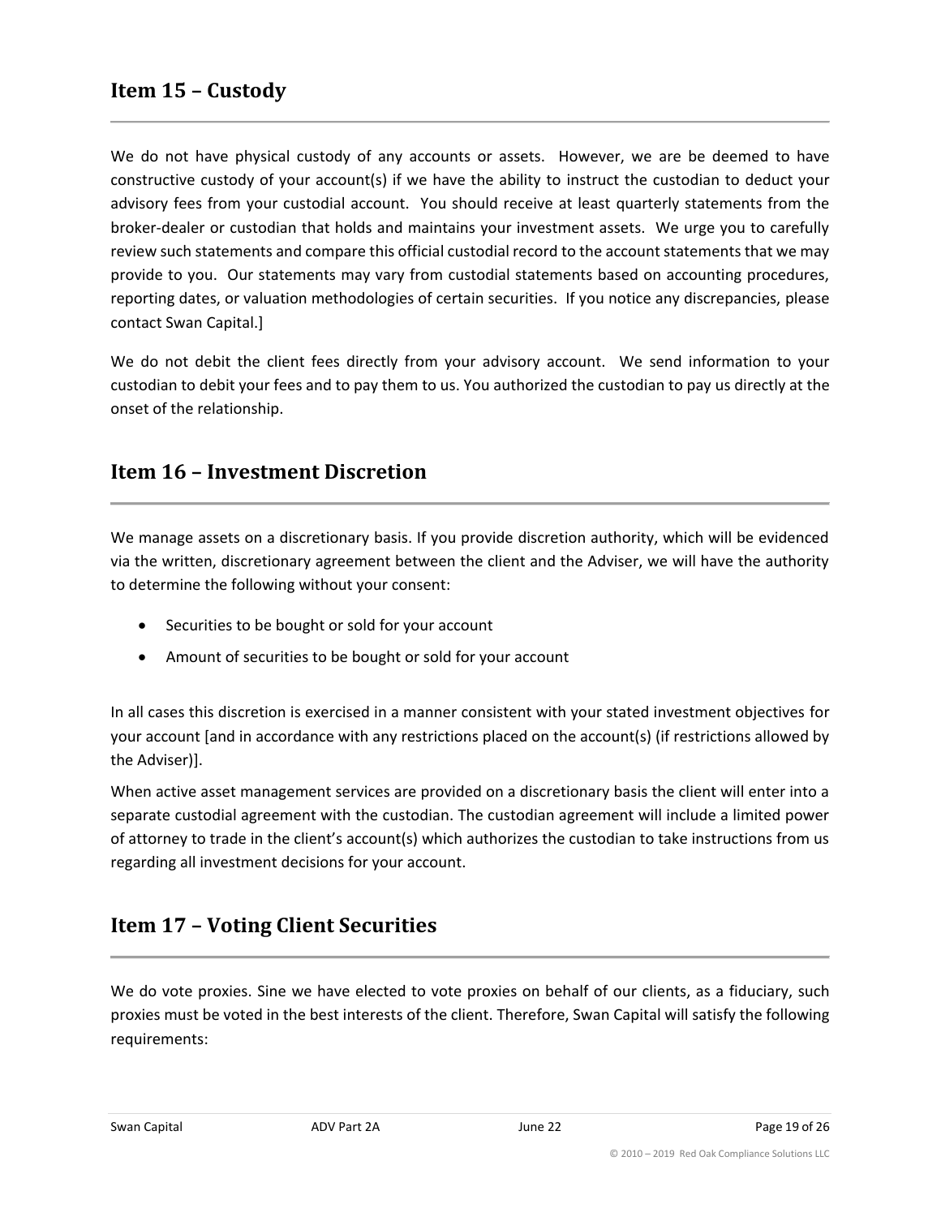## Item 15 – Custody

We do not have physical custody of any accounts or assets. However, we are be deemed to have constructive custody of your account(s) if we have the ability to instruct the custodian to deduct your advisory fees from your custodial account. You should receive at least quarterly statements from the broker-dealer or custodian that holds and maintains your investment assets. We urge you to carefully review such statements and compare this official custodial record to the account statements that we may provide to you. Our statements may vary from custodial statements based on accounting procedures, reporting dates, or valuation methodologies of certain securities. If you notice any discrepancies, please contact Swan Capital.]

We do not debit the client fees directly from your advisory account. We send information to your custodian to debit your fees and to pay them to us. You authorized the custodian to pay us directly at the onset of the relationship.

## Item 16 – Investment Discretion

We manage assets on a discretionary basis. If you provide discretion authority, which will be evidenced via the written, discretionary agreement between the client and the Adviser, we will have the authority to determine the following without your consent:

- Securities to be bought or sold for your account
- Amount of securities to be bought or sold for your account

In all cases this discretion is exercised in a manner consistent with your stated investment objectives for your account [and in accordance with any restrictions placed on the account(s) (if restrictions allowed by the Adviser)].

When active asset management services are provided on a discretionary basis the client will enter into a separate custodial agreement with the custodian. The custodian agreement will include a limited power of attorney to trade in the client's account(s) which authorizes the custodian to take instructions from us regarding all investment decisions for your account.

## Item 17 – Voting Client Securities

We do vote proxies. Sine we have elected to vote proxies on behalf of our clients, as a fiduciary, such proxies must be voted in the best interests of the client. Therefore, Swan Capital will satisfy the following requirements: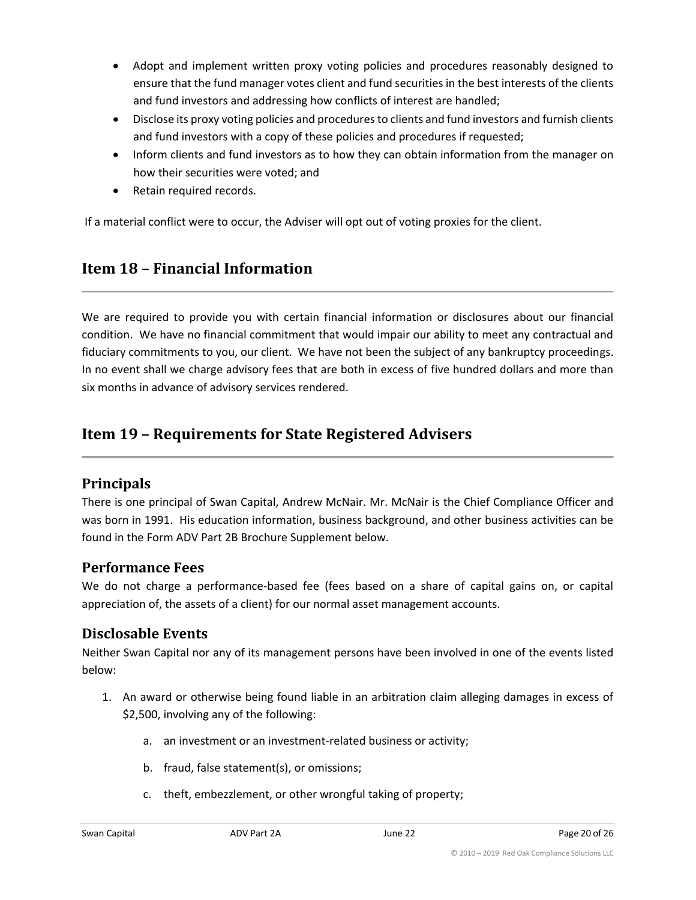- Adopt and implement written proxy voting policies and procedures reasonably designed to ensure that the fund manager votes client and fund securities in the best interests of the clients and fund investors and addressing how conflicts of interest are handled;
- Disclose its proxy voting policies and procedures to clients and fund investors and furnish clients and fund investors with a copy of these policies and procedures if requested;
- Inform clients and fund investors as to how they can obtain information from the manager on how their securities were voted; and
- Retain required records.

If a material conflict were to occur, the Adviser will opt out of voting proxies for the client.

## Item 18 – Financial Information

We are required to provide you with certain financial information or disclosures about our financial condition. We have no financial commitment that would impair our ability to meet any contractual and fiduciary commitments to you, our client. We have not been the subject of any bankruptcy proceedings. In no event shall we charge advisory fees that are both in excess of five hundred dollars and more than six months in advance of advisory services rendered.

## Item 19 – Requirements for State Registered Advisers

### Principals

There is one principal of Swan Capital, Andrew McNair. Mr. McNair is the Chief Compliance Officer and was born in 1991. His education information, business background, and other business activities can be found in the Form ADV Part 2B Brochure Supplement below.

### Performance Fees

We do not charge a performance-based fee (fees based on a share of capital gains on, or capital appreciation of, the assets of a client) for our normal asset management accounts.

### Disclosable Events

Neither Swan Capital nor any of its management persons have been involved in one of the events listed below:

1. An award or otherwise being found liable in an arbitration claim alleging damages in excess of $2,500, involving any of the following:
    a. an investment or an investment-related business or activity;
    b. fraud, false statement(s), or omissions;
    c. theft, embezzlement, or other wrongful taking of property;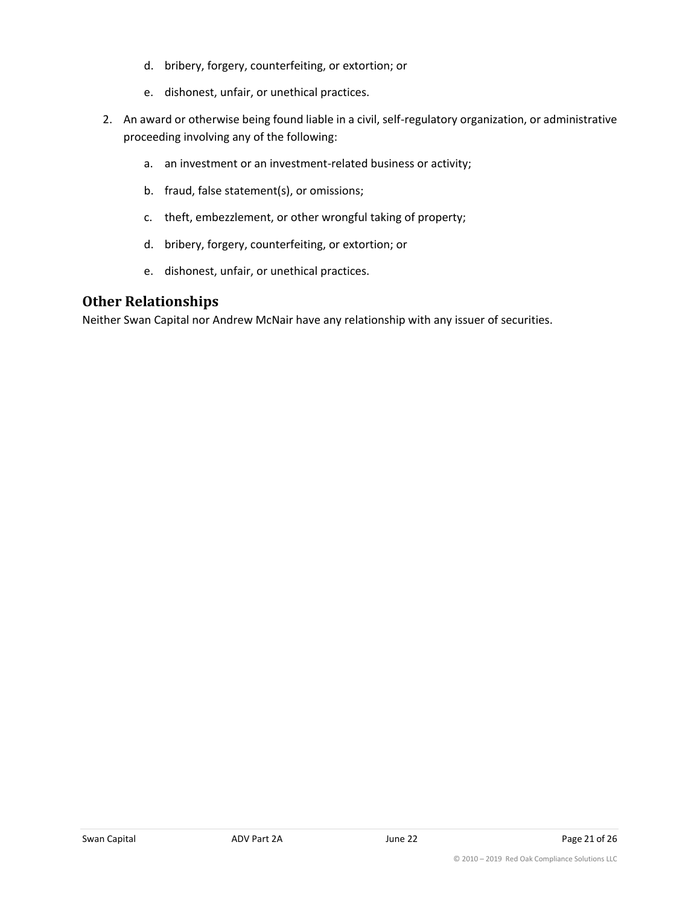d. bribery, forgery, counterfeiting, or extortion; or

   e. dishonest, unfair, or unethical practices.

2. An award or otherwise being found liable in a civil, self-regulatory organization, or administrative proceeding involving any of the following:

   a. an investment or an investment-related business or activity;

   b. fraud, false statement(s), or omissions;

   c. theft, embezzlement, or other wrongful taking of property;

   d. bribery, forgery, counterfeiting, or extortion; or

   e. dishonest, unfair, or unethical practices.

## Other Relationships

Neither Swan Capital nor Andrew McNair have any relationship with any issuer of securities.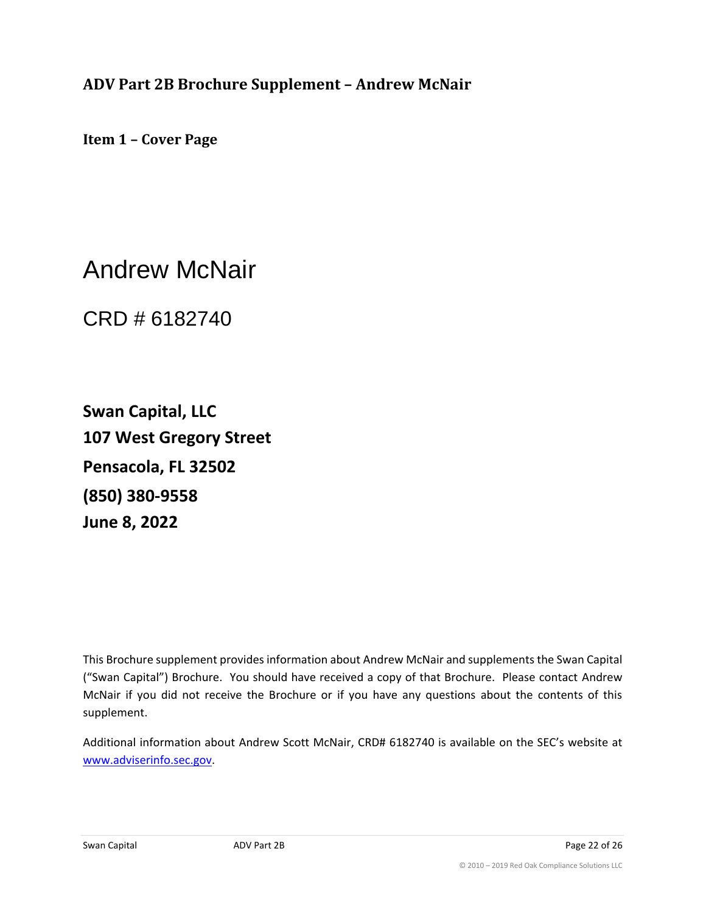## ADV Part 2B Brochure Supplement – Andrew McNair

### Item 1 – Cover Page

# Andrew McNair

## CRD # 6182740

**Swan Capital, LLC**
**107 West Gregory Street**
**Pensacola, FL 32502**
**(850) 380-9558**
**June 8, 2022**

This Brochure supplement provides information about Andrew McNair and supplements the Swan Capital ("Swan Capital") Brochure. You should have received a copy of that Brochure. Please contact Andrew McNair if you did not receive the Brochure or if you have any questions about the contents of this supplement.

Additional information about Andrew Scott McNair, CRD# 6182740 is available on the SEC's website at www.adviserinfo.sec.gov.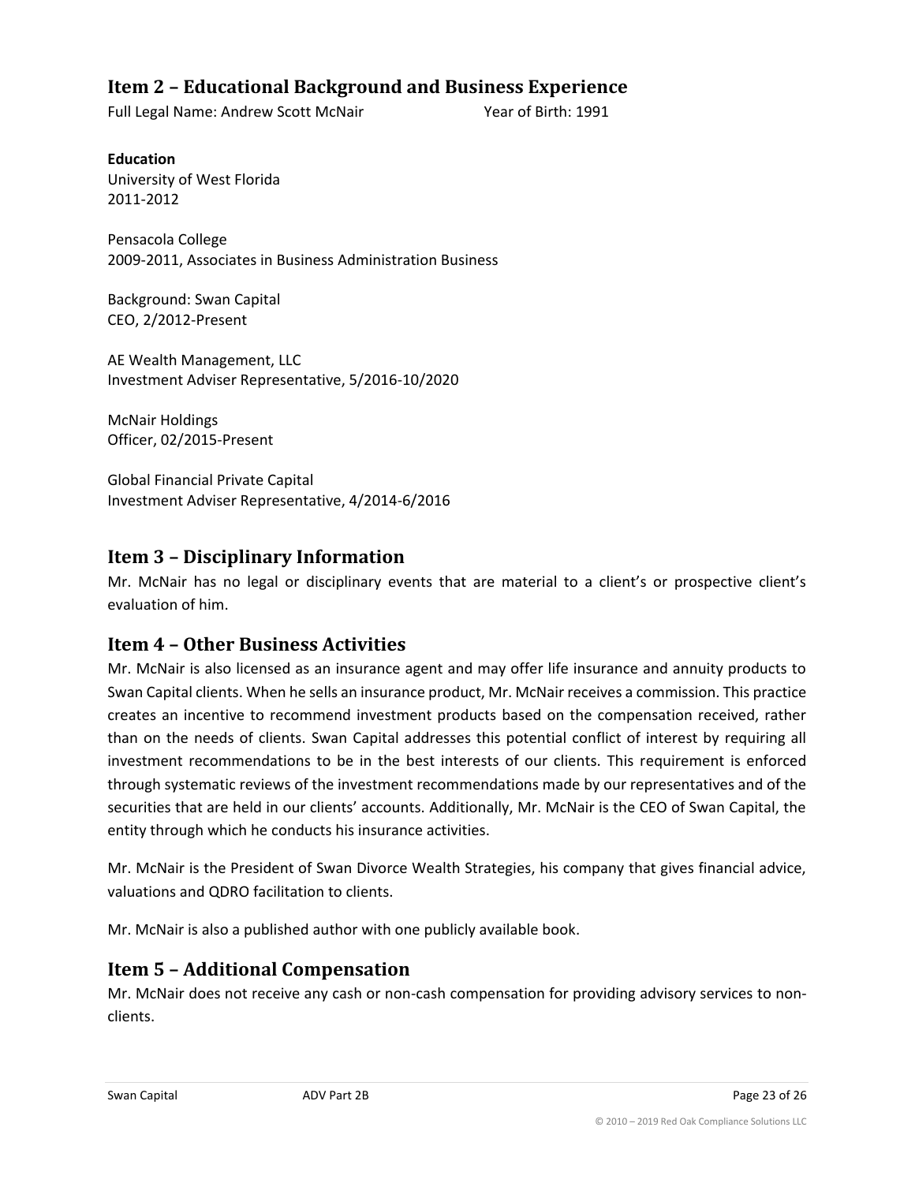## Item 2 – Educational Background and Business Experience

Full Legal Name: Andrew Scott McNair        Year of Birth: 1991

**Education**

University of West Florida
2011-2012

Pensacola College
2009-2011, Associates in Business Administration Business

Background: Swan Capital
CEO, 2/2012-Present

AE Wealth Management, LLC
Investment Adviser Representative, 5/2016-10/2020

McNair Holdings
Officer, 02/2015-Present

Global Financial Private Capital
Investment Adviser Representative, 4/2014-6/2016

## Item 3 – Disciplinary Information

Mr. McNair has no legal or disciplinary events that are material to a client's or prospective client's evaluation of him.

## Item 4 – Other Business Activities

Mr. McNair is also licensed as an insurance agent and may offer life insurance and annuity products to Swan Capital clients. When he sells an insurance product, Mr. McNair receives a commission. This practice creates an incentive to recommend investment products based on the compensation received, rather than on the needs of clients. Swan Capital addresses this potential conflict of interest by requiring all investment recommendations to be in the best interests of our clients. This requirement is enforced through systematic reviews of the investment recommendations made by our representatives and of the securities that are held in our clients' accounts. Additionally, Mr. McNair is the CEO of Swan Capital, the entity through which he conducts his insurance activities.

Mr. McNair is the President of Swan Divorce Wealth Strategies, his company that gives financial advice, valuations and QDRO facilitation to clients.

Mr. McNair is also a published author with one publicly available book.

## Item 5 – Additional Compensation

Mr. McNair does not receive any cash or non-cash compensation for providing advisory services to non-clients.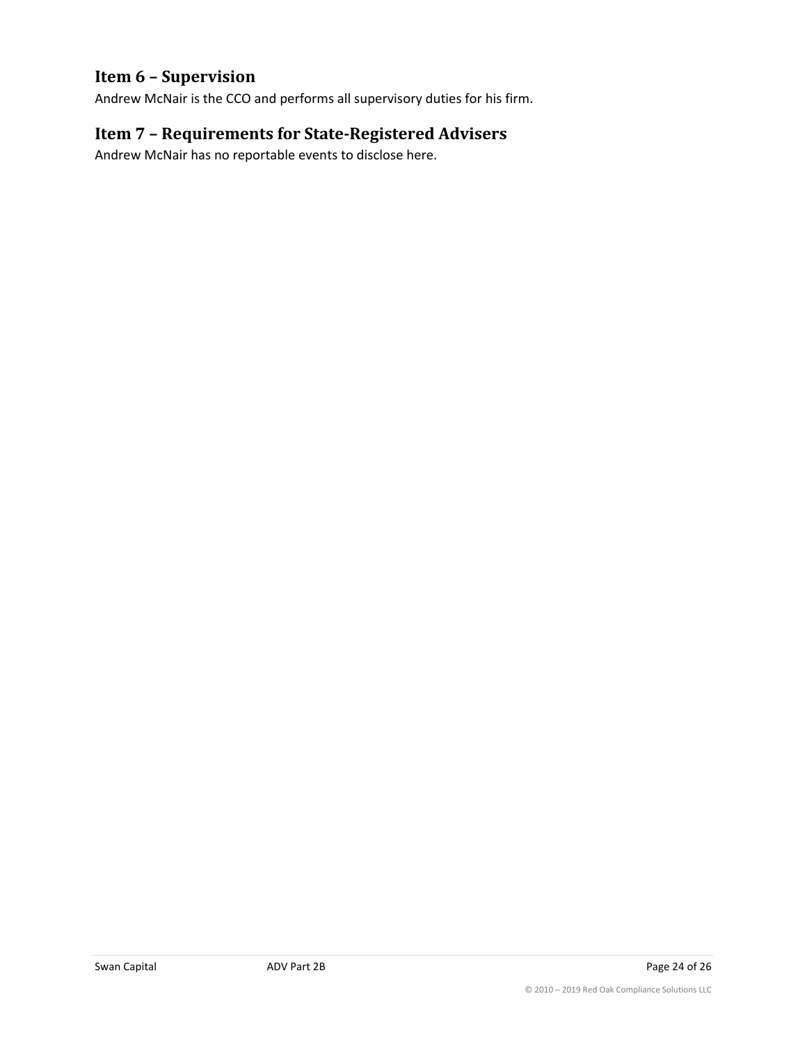## Item 6 – Supervision

Andrew McNair is the CCO and performs all supervisory duties for his firm.

## Item 7 – Requirements for State-Registered Advisers

Andrew McNair has no reportable events to disclose here.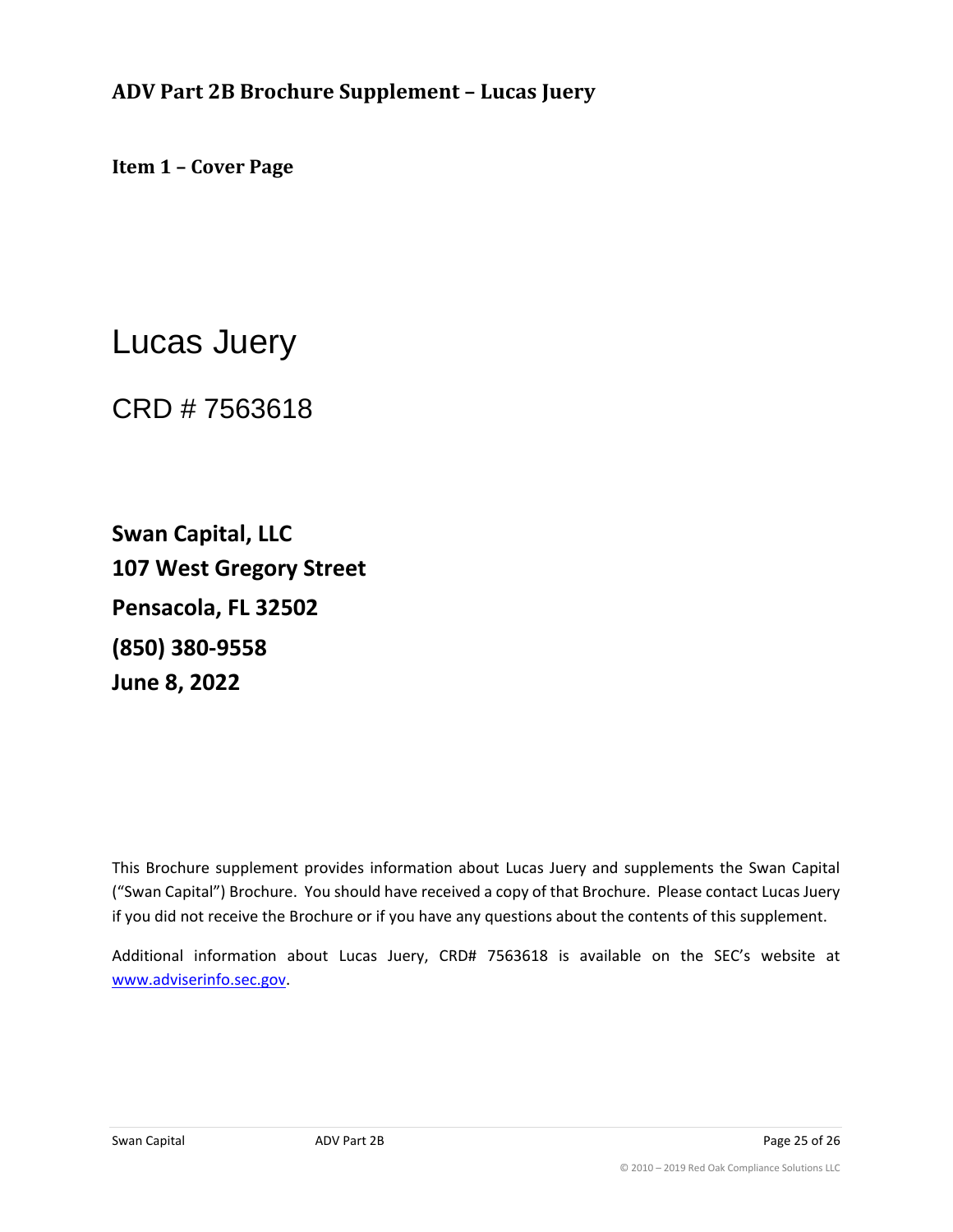## ADV Part 2B Brochure Supplement – Lucas Juery

### Item 1 – Cover Page

# Lucas Juery

## CRD # 7563618

**Swan Capital, LLC**
**107 West Gregory Street**
**Pensacola, FL 32502**
**(850) 380-9558**
**June 8, 2022**

This Brochure supplement provides information about Lucas Juery and supplements the Swan Capital ("Swan Capital") Brochure. You should have received a copy of that Brochure. Please contact Lucas Juery if you did not receive the Brochure or if you have any questions about the contents of this supplement.

Additional information about Lucas Juery, CRD# 7563618 is available on the SEC's website at www.adviserinfo.sec.gov.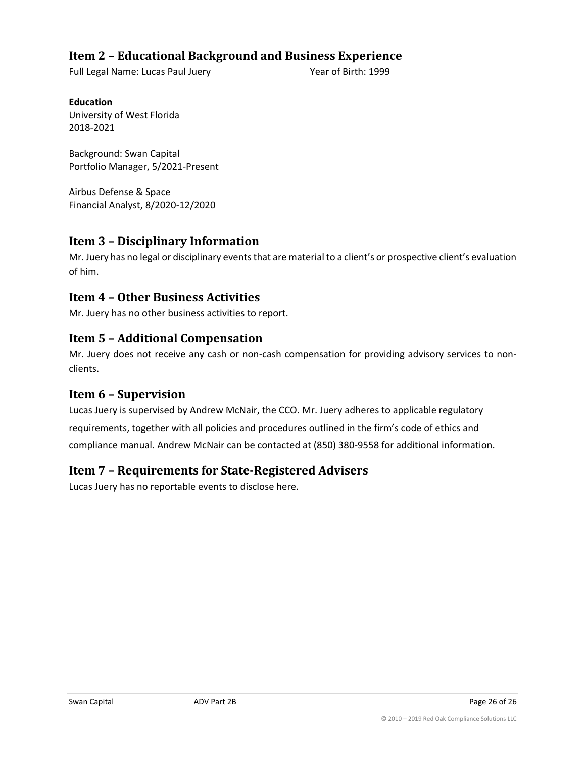## Item 2 – Educational Background and Business Experience

Full Legal Name: Lucas Paul Juery Year of Birth: 1999

**Education**

University of West Florida
2018-2021

Background: Swan Capital
Portfolio Manager, 5/2021-Present

Airbus Defense & Space
Financial Analyst, 8/2020-12/2020

## Item 3 – Disciplinary Information

Mr. Juery has no legal or disciplinary events that are material to a client's or prospective client's evaluation of him.

## Item 4 – Other Business Activities

Mr. Juery has no other business activities to report.

## Item 5 – Additional Compensation

Mr. Juery does not receive any cash or non-cash compensation for providing advisory services to non-clients.

## Item 6 – Supervision

Lucas Juery is supervised by Andrew McNair, the CCO. Mr. Juery adheres to applicable regulatory requirements, together with all policies and procedures outlined in the firm's code of ethics and compliance manual. Andrew McNair can be contacted at (850) 380-9558 for additional information.

## Item 7 – Requirements for State-Registered Advisers

Lucas Juery has no reportable events to disclose here.